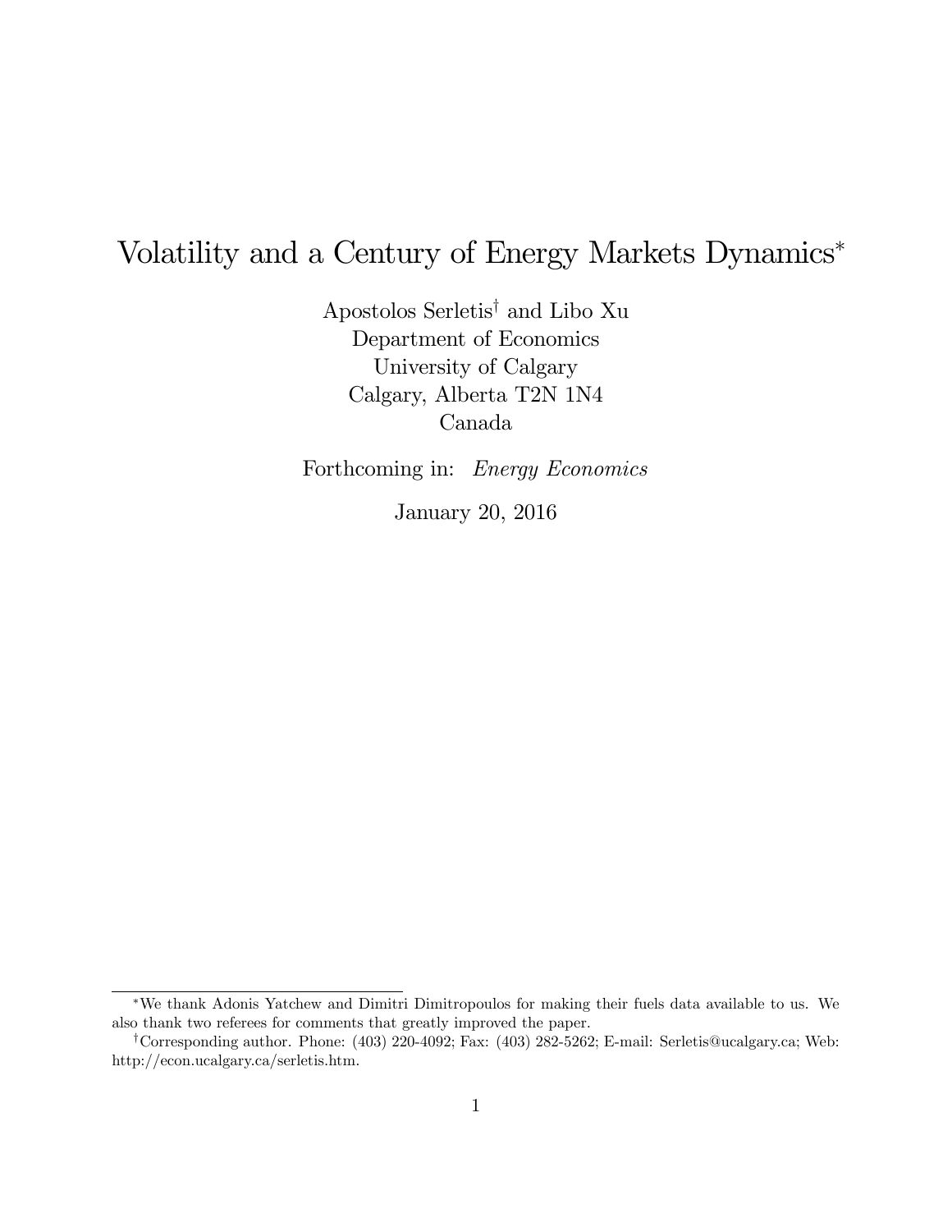# Volatility and a Century of Energy Markets Dynamics*

Apostolos Serletis† and Libo Xu
Department of Economics
University of Calgary
Calgary, Alberta T2N 1N4
Canada

Forthcoming in: *Energy Economics*

January 20, 2016

---

*We thank Adonis Yatchew and Dimitri Dimitropoulos for making their fuels data available to us. We also thank two referees for comments that greatly improved the paper.

†Corresponding author. Phone: (403) 220-4092; Fax: (403) 282-5262; E-mail: Serletis@ucalgary.ca; Web: http://econ.ucalgary.ca/serletis.htm.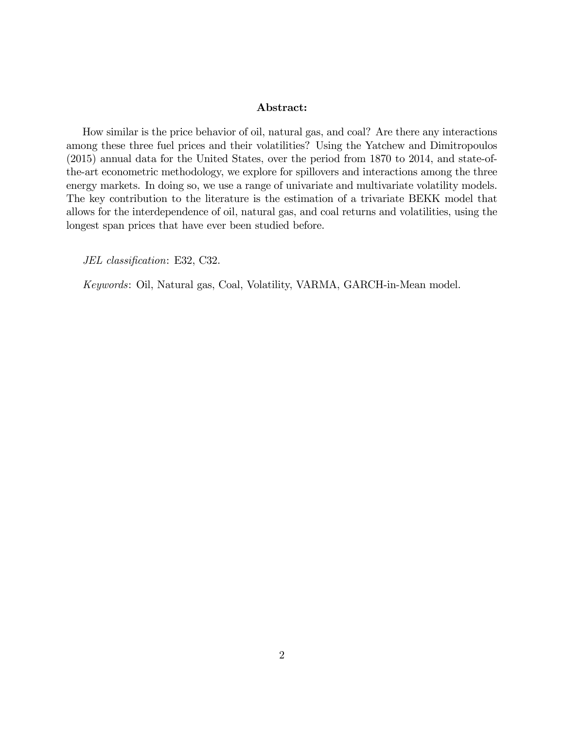**Abstract:**

How similar is the price behavior of oil, natural gas, and coal? Are there any interactions among these three fuel prices and their volatilities? Using the Yatchew and Dimitropoulos (2015) annual data for the United States, over the period from 1870 to 2014, and state-of-the-art econometric methodology, we explore for spillovers and interactions among the three energy markets. In doing so, we use a range of univariate and multivariate volatility models. The key contribution to the literature is the estimation of a trivariate BEKK model that allows for the interdependence of oil, natural gas, and coal returns and volatilities, using the longest span prices that have ever been studied before.

*JEL classification*: E32, C32.

*Keywords*: Oil, Natural gas, Coal, Volatility, VARMA, GARCH-in-Mean model.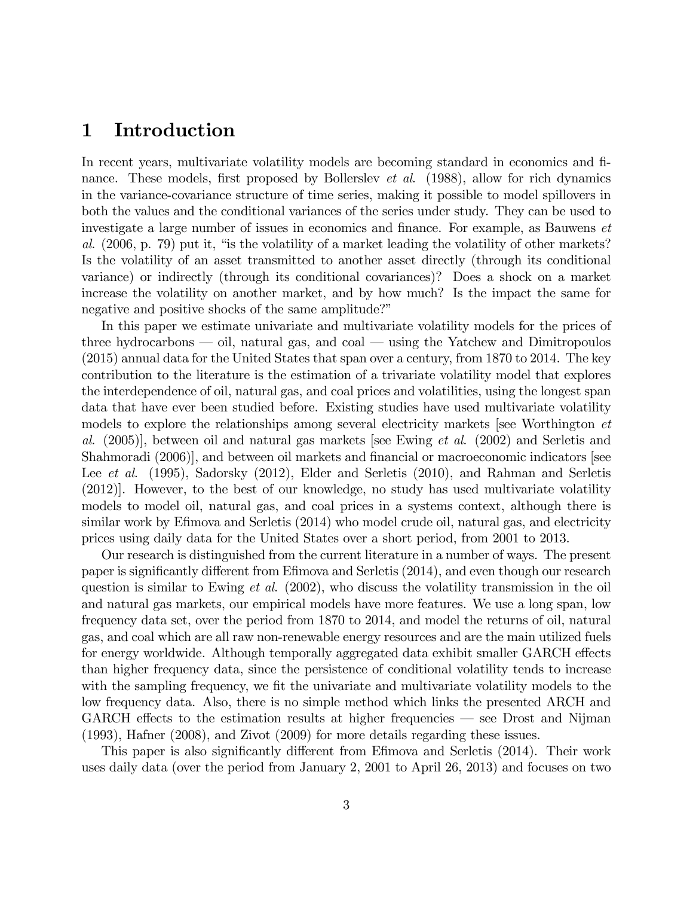# 1 Introduction

In recent years, multivariate volatility models are becoming standard in economics and finance. These models, first proposed by Bollerslev *et al*. (1988), allow for rich dynamics in the variance-covariance structure of time series, making it possible to model spillovers in both the values and the conditional variances of the series under study. They can be used to investigate a large number of issues in economics and finance. For example, as Bauwens *et al*. (2006, p. 79) put it, "is the volatility of a market leading the volatility of other markets? Is the volatility of an asset transmitted to another asset directly (through its conditional variance) or indirectly (through its conditional covariances)? Does a shock on a market increase the volatility on another market, and by how much? Is the impact the same for negative and positive shocks of the same amplitude?"

In this paper we estimate univariate and multivariate volatility models for the prices of three hydrocarbons — oil, natural gas, and coal — using the Yatchew and Dimitropoulos (2015) annual data for the United States that span over a century, from 1870 to 2014. The key contribution to the literature is the estimation of a trivariate volatility model that explores the interdependence of oil, natural gas, and coal prices and volatilities, using the longest span data that have ever been studied before. Existing studies have used multivariate volatility models to explore the relationships among several electricity markets [see Worthington *et al*. (2005)], between oil and natural gas markets [see Ewing *et al*. (2002) and Serletis and Shahmoradi (2006)], and between oil markets and financial or macroeconomic indicators [see Lee *et al*. (1995), Sadorsky (2012), Elder and Serletis (2010), and Rahman and Serletis (2012)]. However, to the best of our knowledge, no study has used multivariate volatility models to model oil, natural gas, and coal prices in a systems context, although there is similar work by Efimova and Serletis (2014) who model crude oil, natural gas, and electricity prices using daily data for the United States over a short period, from 2001 to 2013.

Our research is distinguished from the current literature in a number of ways. The present paper is significantly different from Efimova and Serletis (2014), and even though our research question is similar to Ewing *et al*. (2002), who discuss the volatility transmission in the oil and natural gas markets, our empirical models have more features. We use a long span, low frequency data set, over the period from 1870 to 2014, and model the returns of oil, natural gas, and coal which are all raw non-renewable energy resources and are the main utilized fuels for energy worldwide. Although temporally aggregated data exhibit smaller GARCH effects than higher frequency data, since the persistence of conditional volatility tends to increase with the sampling frequency, we fit the univariate and multivariate volatility models to the low frequency data. Also, there is no simple method which links the presented ARCH and GARCH effects to the estimation results at higher frequencies — see Drost and Nijman (1993), Hafner (2008), and Zivot (2009) for more details regarding these issues.

This paper is also significantly different from Efimova and Serletis (2014). Their work uses daily data (over the period from January 2, 2001 to April 26, 2013) and focuses on two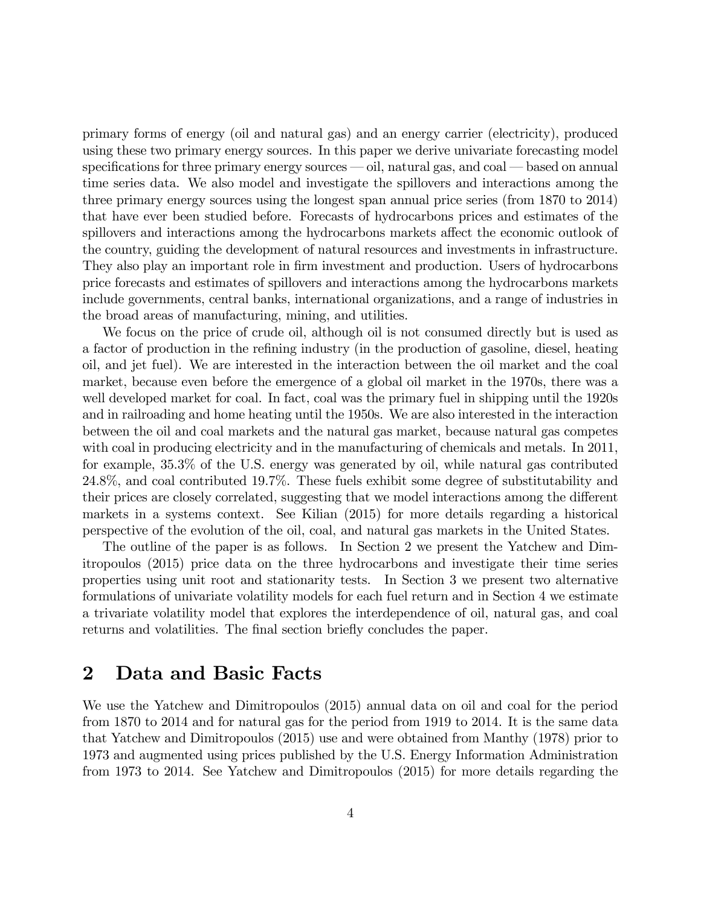primary forms of energy (oil and natural gas) and an energy carrier (electricity), produced using these two primary energy sources. In this paper we derive univariate forecasting model specifications for three primary energy sources — oil, natural gas, and coal — based on annual time series data. We also model and investigate the spillovers and interactions among the three primary energy sources using the longest span annual price series (from 1870 to 2014) that have ever been studied before. Forecasts of hydrocarbons prices and estimates of the spillovers and interactions among the hydrocarbons markets affect the economic outlook of the country, guiding the development of natural resources and investments in infrastructure. They also play an important role in firm investment and production. Users of hydrocarbons price forecasts and estimates of spillovers and interactions among the hydrocarbons markets include governments, central banks, international organizations, and a range of industries in the broad areas of manufacturing, mining, and utilities.

We focus on the price of crude oil, although oil is not consumed directly but is used as a factor of production in the refining industry (in the production of gasoline, diesel, heating oil, and jet fuel). We are interested in the interaction between the oil market and the coal market, because even before the emergence of a global oil market in the 1970s, there was a well developed market for coal. In fact, coal was the primary fuel in shipping until the 1920s and in railroading and home heating until the 1950s. We are also interested in the interaction between the oil and coal markets and the natural gas market, because natural gas competes with coal in producing electricity and in the manufacturing of chemicals and metals. In 2011, for example, 35.3% of the U.S. energy was generated by oil, while natural gas contributed 24.8%, and coal contributed 19.7%. These fuels exhibit some degree of substitutability and their prices are closely correlated, suggesting that we model interactions among the different markets in a systems context. See Kilian (2015) for more details regarding a historical perspective of the evolution of the oil, coal, and natural gas markets in the United States.

The outline of the paper is as follows. In Section 2 we present the Yatchew and Dimitropoulos (2015) price data on the three hydrocarbons and investigate their time series properties using unit root and stationarity tests. In Section 3 we present two alternative formulations of univariate volatility models for each fuel return and in Section 4 we estimate a trivariate volatility model that explores the interdependence of oil, natural gas, and coal returns and volatilities. The final section briefly concludes the paper.

## 2 Data and Basic Facts

We use the Yatchew and Dimitropoulos (2015) annual data on oil and coal for the period from 1870 to 2014 and for natural gas for the period from 1919 to 2014. It is the same data that Yatchew and Dimitropoulos (2015) use and were obtained from Manthy (1978) prior to 1973 and augmented using prices published by the U.S. Energy Information Administration from 1973 to 2014. See Yatchew and Dimitropoulos (2015) for more details regarding the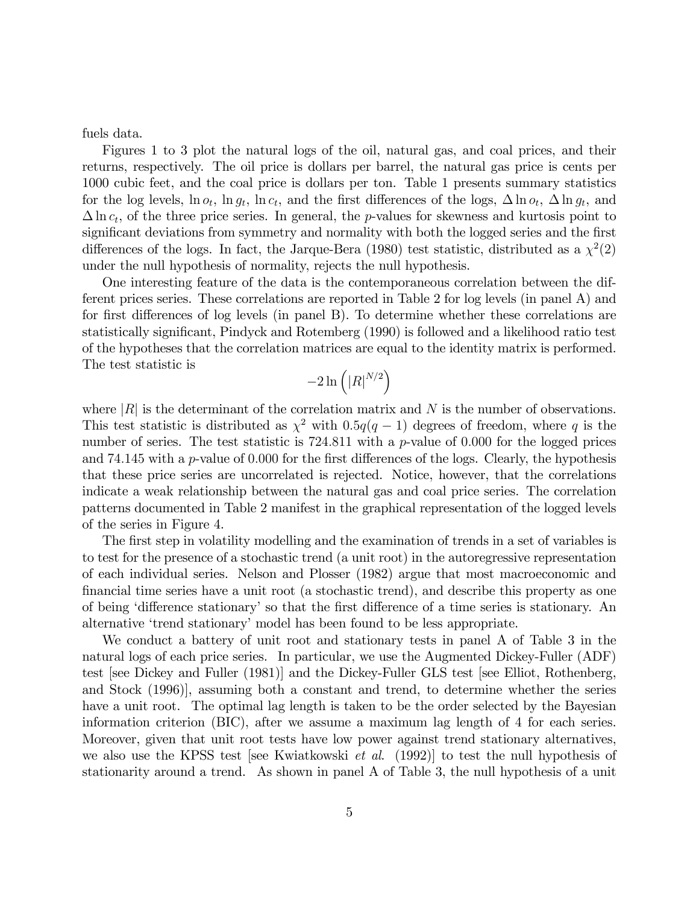fuels data.

Figures 1 to 3 plot the natural logs of the oil, natural gas, and coal prices, and their returns, respectively. The oil price is dollars per barrel, the natural gas price is cents per 1000 cubic feet, and the coal price is dollars per ton. Table 1 presents summary statistics for the log levels, $\ln o_t$, $\ln g_t$, $\ln c_t$, and the first differences of the logs, $\Delta \ln o_t$, $\Delta \ln g_t$, and $\Delta \ln c_t$, of the three price series. In general, the $p$-values for skewness and kurtosis point to significant deviations from symmetry and normality with both the logged series and the first differences of the logs. In fact, the Jarque-Bera (1980) test statistic, distributed as a $\chi^2(2)$ under the null hypothesis of normality, rejects the null hypothesis.

One interesting feature of the data is the contemporaneous correlation between the different prices series. These correlations are reported in Table 2 for log levels (in panel A) and for first differences of log levels (in panel B). To determine whether these correlations are statistically significant, Pindyck and Rotemberg (1990) is followed and a likelihood ratio test of the hypotheses that the correlation matrices are equal to the identity matrix is performed. The test statistic is

$$-2 \ln \left( |R|^{N/2} \right)$$

where $|R|$ is the determinant of the correlation matrix and $N$ is the number of observations. This test statistic is distributed as $\chi^2$ with $0.5q(q-1)$ degrees of freedom, where $q$ is the number of series. The test statistic is 724.811 with a $p$-value of 0.000 for the logged prices and 74.145 with a $p$-value of 0.000 for the first differences of the logs. Clearly, the hypothesis that these price series are uncorrelated is rejected. Notice, however, that the correlations indicate a weak relationship between the natural gas and coal price series. The correlation patterns documented in Table 2 manifest in the graphical representation of the logged levels of the series in Figure 4.

The first step in volatility modelling and the examination of trends in a set of variables is to test for the presence of a stochastic trend (a unit root) in the autoregressive representation of each individual series. Nelson and Plosser (1982) argue that most macroeconomic and financial time series have a unit root (a stochastic trend), and describe this property as one of being 'difference stationary' so that the first difference of a time series is stationary. An alternative 'trend stationary' model has been found to be less appropriate.

We conduct a battery of unit root and stationary tests in panel A of Table 3 in the natural logs of each price series. In particular, we use the Augmented Dickey-Fuller (ADF) test [see Dickey and Fuller (1981)] and the Dickey-Fuller GLS test [see Elliot, Rothenberg, and Stock (1996)], assuming both a constant and trend, to determine whether the series have a unit root. The optimal lag length is taken to be the order selected by the Bayesian information criterion (BIC), after we assume a maximum lag length of 4 for each series. Moreover, given that unit root tests have low power against trend stationary alternatives, we also use the KPSS test [see Kwiatkowski *et al.* (1992)] to test the null hypothesis of stationarity around a trend. As shown in panel A of Table 3, the null hypothesis of a unit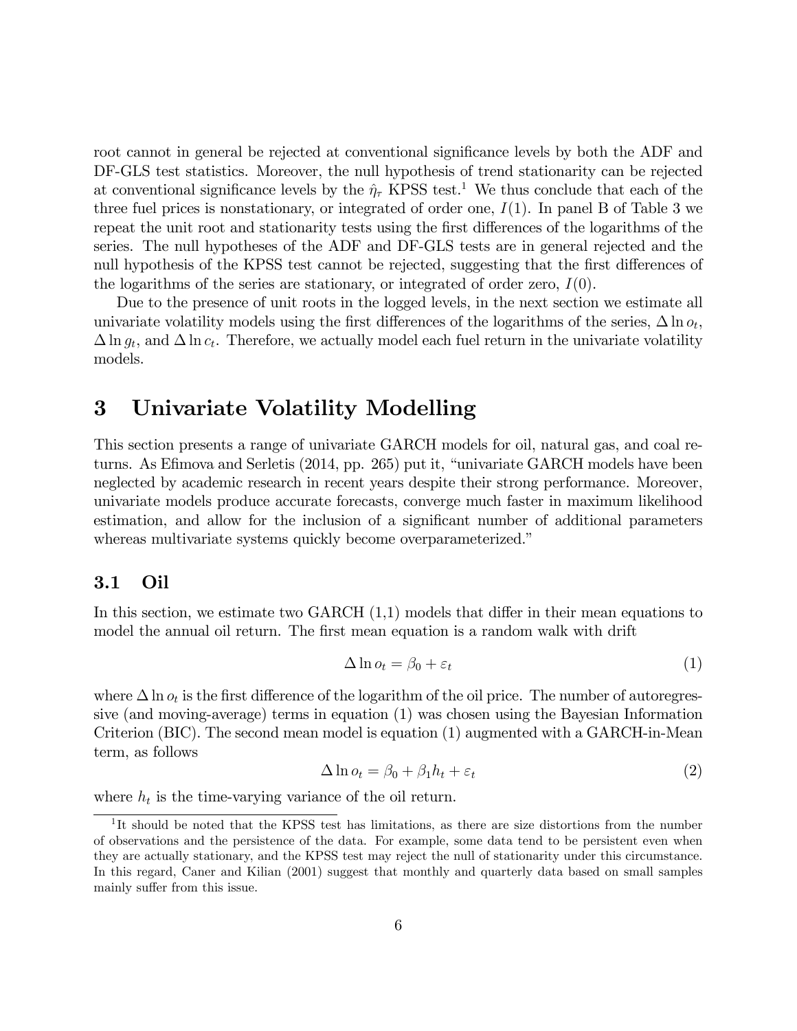root cannot in general be rejected at conventional significance levels by both the ADF and DF-GLS test statistics. Moreover, the null hypothesis of trend stationarity can be rejected at conventional significance levels by the $\hat{\eta}_\tau$ KPSS test.[1] We thus conclude that each of the three fuel prices is nonstationary, or integrated of order one, $I(1)$. In panel B of Table 3 we repeat the unit root and stationarity tests using the first differences of the logarithms of the series. The null hypotheses of the ADF and DF-GLS tests are in general rejected and the null hypothesis of the KPSS test cannot be rejected, suggesting that the first differences of the logarithms of the series are stationary, or integrated of order zero, $I(0)$.

Due to the presence of unit roots in the logged levels, in the next section we estimate all univariate volatility models using the first differences of the logarithms of the series, $\Delta \ln o_t$, $\Delta \ln g_t$, and $\Delta \ln c_t$. Therefore, we actually model each fuel return in the univariate volatility models.

# 3 Univariate Volatility Modelling

This section presents a range of univariate GARCH models for oil, natural gas, and coal returns. As Efimova and Serletis (2014, pp. 265) put it, "univariate GARCH models have been neglected by academic research in recent years despite their strong performance. Moreover, univariate models produce accurate forecasts, converge much faster in maximum likelihood estimation, and allow for the inclusion of a significant number of additional parameters whereas multivariate systems quickly become overparameterized."

## 3.1 Oil

In this section, we estimate two GARCH (1,1) models that differ in their mean equations to model the annual oil return. The first mean equation is a random walk with drift

$$\Delta \ln o_t = \beta_0 + \varepsilon_t \tag{1}$$

where $\Delta \ln o_t$ is the first difference of the logarithm of the oil price. The number of autoregressive (and moving-average) terms in equation (1) was chosen using the Bayesian Information Criterion (BIC). The second mean model is equation (1) augmented with a GARCH-in-Mean term, as follows

$$\Delta \ln o_t = \beta_0 + \beta_1 h_t + \varepsilon_t \tag{2}$$

where $h_t$ is the time-varying variance of the oil return.

[1] It should be noted that the KPSS test has limitations, as there are size distortions from the number of observations and the persistence of the data. For example, some data tend to be persistent even when they are actually stationary, and the KPSS test may reject the null of stationarity under this circumstance. In this regard, Caner and Kilian (2001) suggest that monthly and quarterly data based on small samples mainly suffer from this issue.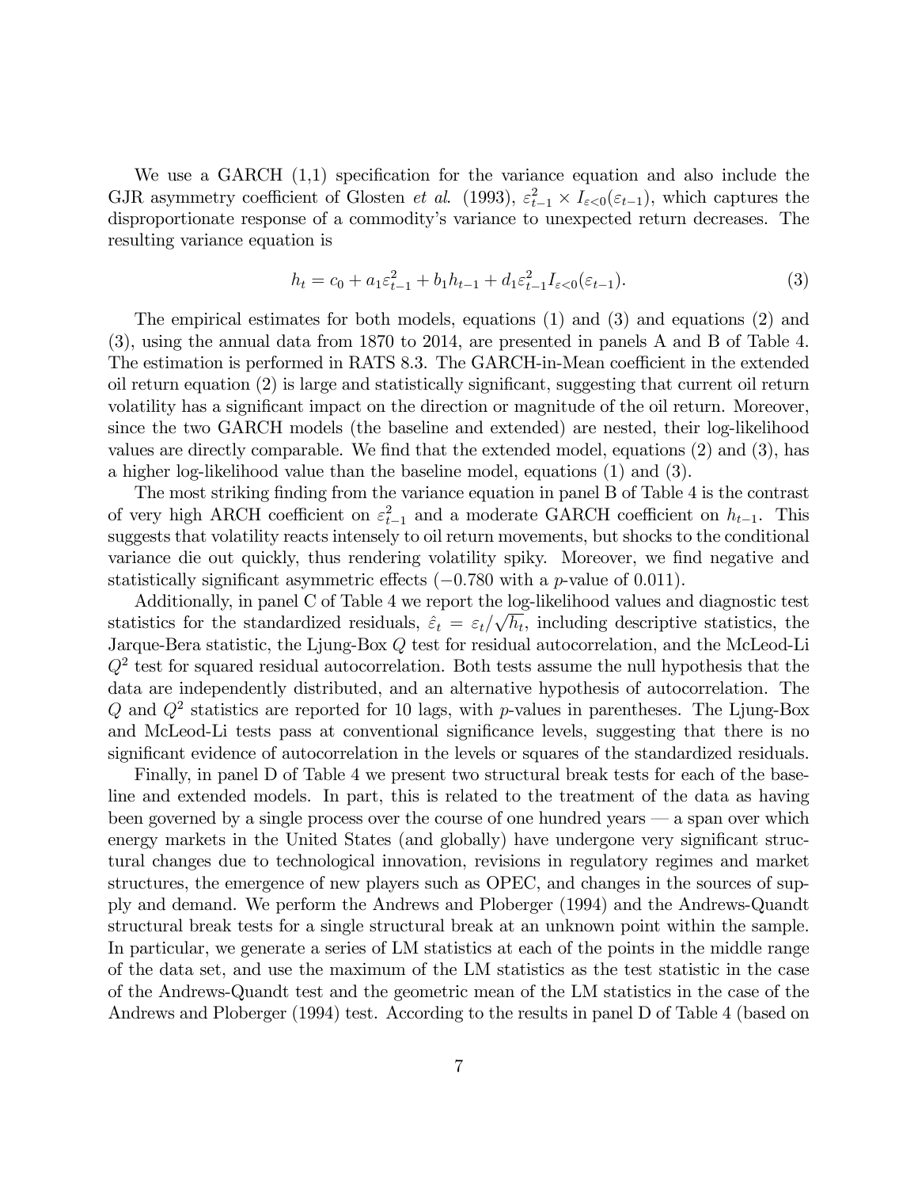We use a GARCH (1,1) specification for the variance equation and also include the GJR asymmetry coefficient of Glosten *et al*. (1993), $\varepsilon_{t-1}^2 \times I_{\varepsilon<0}(\varepsilon_{t-1})$, which captures the disproportionate response of a commodity's variance to unexpected return decreases. The resulting variance equation is

$$h_t = c_0 + a_1\varepsilon_{t-1}^2 + b_1 h_{t-1} + d_1\varepsilon_{t-1}^2 I_{\varepsilon<0}(\varepsilon_{t-1}). \tag{3}$$

The empirical estimates for both models, equations (1) and (3) and equations (2) and (3), using the annual data from 1870 to 2014, are presented in panels A and B of Table 4. The estimation is performed in RATS 8.3. The GARCH-in-Mean coefficient in the extended oil return equation (2) is large and statistically significant, suggesting that current oil return volatility has a significant impact on the direction or magnitude of the oil return. Moreover, since the two GARCH models (the baseline and extended) are nested, their log-likelihood values are directly comparable. We find that the extended model, equations (2) and (3), has a higher log-likelihood value than the baseline model, equations (1) and (3).

The most striking finding from the variance equation in panel B of Table 4 is the contrast of very high ARCH coefficient on $\varepsilon_{t-1}^2$ and a moderate GARCH coefficient on $h_{t-1}$. This suggests that volatility reacts intensely to oil return movements, but shocks to the conditional variance die out quickly, thus rendering volatility spiky. Moreover, we find negative and statistically significant asymmetric effects ($-0.780$ with a $p$-value of 0.011).

Additionally, in panel C of Table 4 we report the log-likelihood values and diagnostic test statistics for the standardized residuals, $\hat{\varepsilon}_t = \varepsilon_t/\sqrt{h_t}$, including descriptive statistics, the Jarque-Bera statistic, the Ljung-Box $Q$ test for residual autocorrelation, and the McLeod-Li $Q^2$ test for squared residual autocorrelation. Both tests assume the null hypothesis that the data are independently distributed, and an alternative hypothesis of autocorrelation. The $Q$ and $Q^2$ statistics are reported for 10 lags, with $p$-values in parentheses. The Ljung-Box and McLeod-Li tests pass at conventional significance levels, suggesting that there is no significant evidence of autocorrelation in the levels or squares of the standardized residuals.

Finally, in panel D of Table 4 we present two structural break tests for each of the baseline and extended models. In part, this is related to the treatment of the data as having been governed by a single process over the course of one hundred years — a span over which energy markets in the United States (and globally) have undergone very significant structural changes due to technological innovation, revisions in regulatory regimes and market structures, the emergence of new players such as OPEC, and changes in the sources of supply and demand. We perform the Andrews and Ploberger (1994) and the Andrews-Quandt structural break tests for a single structural break at an unknown point within the sample. In particular, we generate a series of LM statistics at each of the points in the middle range of the data set, and use the maximum of the LM statistics as the test statistic in the case of the Andrews-Quandt test and the geometric mean of the LM statistics in the case of the Andrews and Ploberger (1994) test. According to the results in panel D of Table 4 (based on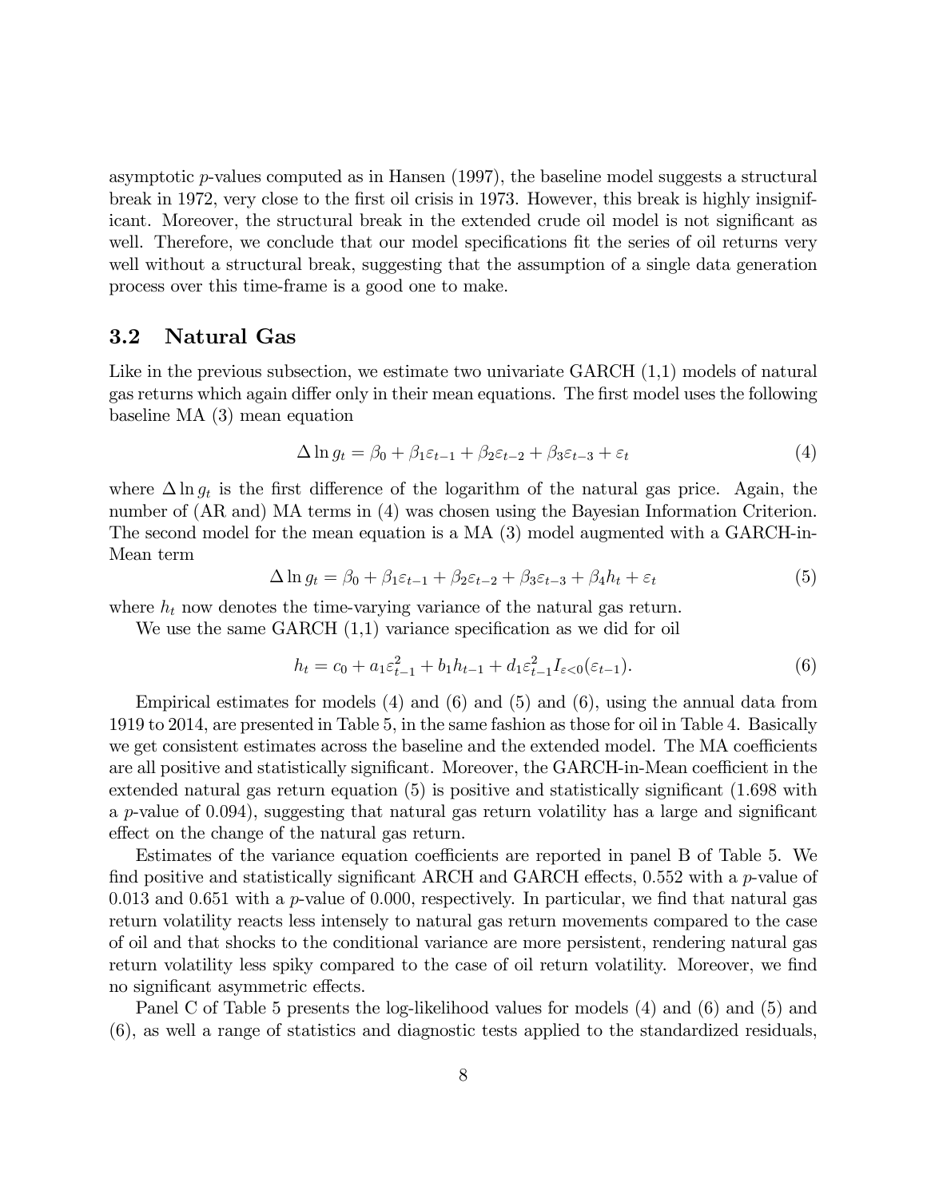asymptotic $p$-values computed as in Hansen (1997), the baseline model suggests a structural break in 1972, very close to the first oil crisis in 1973. However, this break is highly insignificant. Moreover, the structural break in the extended crude oil model is not significant as well. Therefore, we conclude that our model specifications fit the series of oil returns very well without a structural break, suggesting that the assumption of a single data generation process over this time-frame is a good one to make.

### 3.2 Natural Gas

Like in the previous subsection, we estimate two univariate GARCH (1,1) models of natural gas returns which again differ only in their mean equations. The first model uses the following baseline MA (3) mean equation

$$\Delta \ln g_t = \beta_0 + \beta_1 \varepsilon_{t-1} + \beta_2 \varepsilon_{t-2} + \beta_3 \varepsilon_{t-3} + \varepsilon_t \tag{4}$$

where $\Delta \ln g_t$ is the first difference of the logarithm of the natural gas price. Again, the number of (AR and) MA terms in (4) was chosen using the Bayesian Information Criterion. The second model for the mean equation is a MA (3) model augmented with a GARCH-in-Mean term

$$\Delta \ln g_t = \beta_0 + \beta_1 \varepsilon_{t-1} + \beta_2 \varepsilon_{t-2} + \beta_3 \varepsilon_{t-3} + \beta_4 h_t + \varepsilon_t \tag{5}$$

where $h_t$ now denotes the time-varying variance of the natural gas return.

We use the same GARCH (1,1) variance specification as we did for oil

$$h_t = c_0 + a_1 \varepsilon_{t-1}^2 + b_1 h_{t-1} + d_1 \varepsilon_{t-1}^2 I_{\varepsilon<0}(\varepsilon_{t-1}). \tag{6}$$

Empirical estimates for models (4) and (6) and (5) and (6), using the annual data from 1919 to 2014, are presented in Table 5, in the same fashion as those for oil in Table 4. Basically we get consistent estimates across the baseline and the extended model. The MA coefficients are all positive and statistically significant. Moreover, the GARCH-in-Mean coefficient in the extended natural gas return equation (5) is positive and statistically significant (1.698 with a $p$-value of 0.094), suggesting that natural gas return volatility has a large and significant effect on the change of the natural gas return.

Estimates of the variance equation coefficients are reported in panel B of Table 5. We find positive and statistically significant ARCH and GARCH effects, 0.552 with a $p$-value of 0.013 and 0.651 with a $p$-value of 0.000, respectively. In particular, we find that natural gas return volatility reacts less intensely to natural gas return movements compared to the case of oil and that shocks to the conditional variance are more persistent, rendering natural gas return volatility less spiky compared to the case of oil return volatility. Moreover, we find no significant asymmetric effects.

Panel C of Table 5 presents the log-likelihood values for models (4) and (6) and (5) and (6), as well a range of statistics and diagnostic tests applied to the standardized residuals,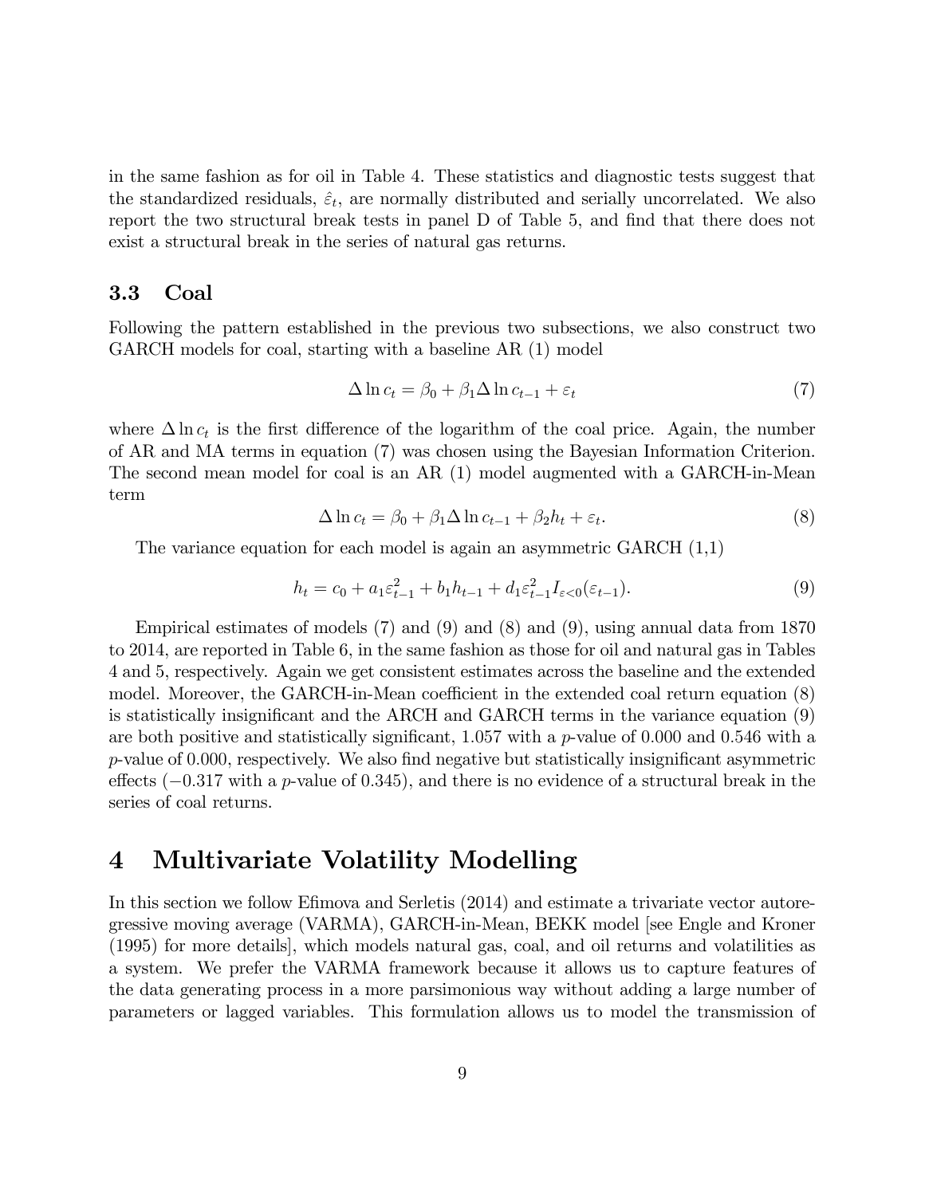in the same fashion as for oil in Table 4. These statistics and diagnostic tests suggest that the standardized residuals, $\hat{\varepsilon}_t$, are normally distributed and serially uncorrelated. We also report the two structural break tests in panel D of Table 5, and find that there does not exist a structural break in the series of natural gas returns.

### 3.3 Coal

Following the pattern established in the previous two subsections, we also construct two GARCH models for coal, starting with a baseline AR (1) model

$$\Delta \ln c_t = \beta_0 + \beta_1 \Delta \ln c_{t-1} + \varepsilon_t \tag{7}$$

where $\Delta \ln c_t$ is the first difference of the logarithm of the coal price. Again, the number of AR and MA terms in equation (7) was chosen using the Bayesian Information Criterion. The second mean model for coal is an AR (1) model augmented with a GARCH-in-Mean term

$$\Delta \ln c_t = \beta_0 + \beta_1 \Delta \ln c_{t-1} + \beta_2 h_t + \varepsilon_t. \tag{8}$$

The variance equation for each model is again an asymmetric GARCH (1,1)

$$h_t = c_0 + a_1 \varepsilon_{t-1}^2 + b_1 h_{t-1} + d_1 \varepsilon_{t-1}^2 I_{\varepsilon<0}(\varepsilon_{t-1}). \tag{9}$$

Empirical estimates of models (7) and (9) and (8) and (9), using annual data from 1870 to 2014, are reported in Table 6, in the same fashion as those for oil and natural gas in Tables 4 and 5, respectively. Again we get consistent estimates across the baseline and the extended model. Moreover, the GARCH-in-Mean coefficient in the extended coal return equation (8) is statistically insignificant and the ARCH and GARCH terms in the variance equation (9) are both positive and statistically significant, 1.057 with a $p$-value of 0.000 and 0.546 with a $p$-value of 0.000, respectively. We also find negative but statistically insignificant asymmetric effects ($-0.317$ with a $p$-value of 0.345), and there is no evidence of a structural break in the series of coal returns.

## 4 Multivariate Volatility Modelling

In this section we follow Efimova and Serletis (2014) and estimate a trivariate vector autoregressive moving average (VARMA), GARCH-in-Mean, BEKK model [see Engle and Kroner (1995) for more details], which models natural gas, coal, and oil returns and volatilities as a system. We prefer the VARMA framework because it allows us to capture features of the data generating process in a more parsimonious way without adding a large number of parameters or lagged variables. This formulation allows us to model the transmission of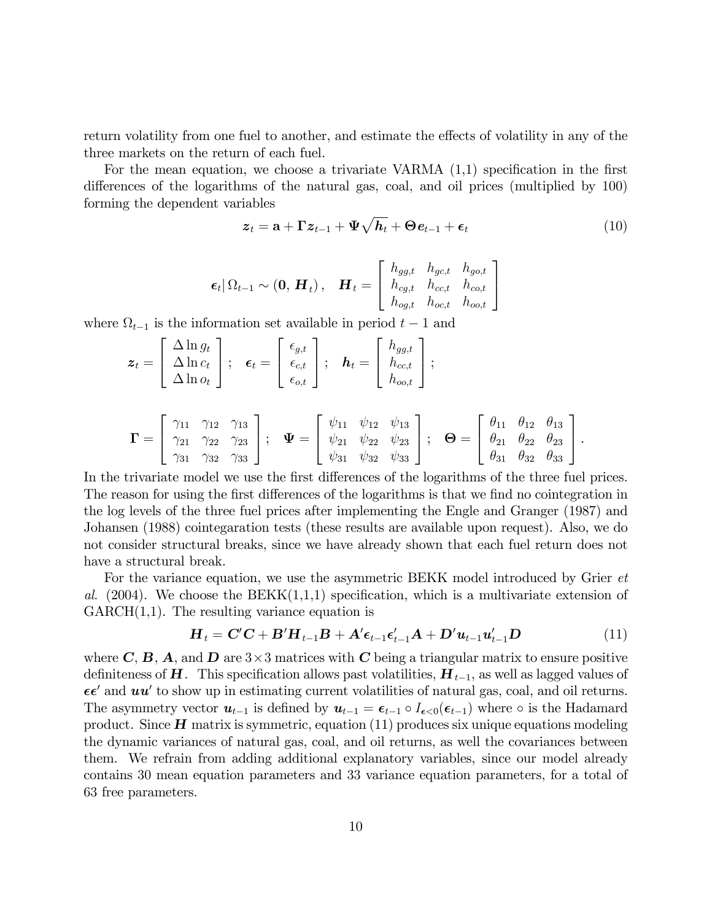return volatility from one fuel to another, and estimate the effects of volatility in any of the three markets on the return of each fuel.

For the mean equation, we choose a trivariate VARMA (1,1) specification in the first differences of the logarithms of the natural gas, coal, and oil prices (multiplied by 100) forming the dependent variables

$$\boldsymbol{z}_t = \mathbf{a} + \boldsymbol{\Gamma} \boldsymbol{z}_{t-1} + \boldsymbol{\Psi} \sqrt{\boldsymbol{h}_t} + \boldsymbol{\Theta} \boldsymbol{e}_{t-1} + \boldsymbol{\epsilon}_t \tag{10}$$

$$\boldsymbol{\epsilon}_t | \, \Omega_{t-1} \sim (\mathbf{0}, \, \boldsymbol{H}_t), \quad \boldsymbol{H}_t = \begin{bmatrix} h_{gg,t} & h_{gc,t} & h_{go,t} \\ h_{cg,t} & h_{cc,t} & h_{co,t} \\ h_{og,t} & h_{oc,t} & h_{oo,t} \end{bmatrix}$$

where $\Omega_{t-1}$ is the information set available in period $t-1$ and

$$\boldsymbol{z}_t = \begin{bmatrix} \Delta \ln g_t \\ \Delta \ln c_t \\ \Delta \ln o_t \end{bmatrix}; \quad \boldsymbol{\epsilon}_t = \begin{bmatrix} \epsilon_{g,t} \\ \epsilon_{c,t} \\ \epsilon_{o,t} \end{bmatrix}; \quad \boldsymbol{h}_t = \begin{bmatrix} h_{gg,t} \\ h_{cc,t} \\ h_{oo,t} \end{bmatrix};$$

$$\boldsymbol{\Gamma} = \begin{bmatrix} \gamma_{11} & \gamma_{12} & \gamma_{13} \\ \gamma_{21} & \gamma_{22} & \gamma_{23} \\ \gamma_{31} & \gamma_{32} & \gamma_{33} \end{bmatrix}; \quad \boldsymbol{\Psi} = \begin{bmatrix} \psi_{11} & \psi_{12} & \psi_{13} \\ \psi_{21} & \psi_{22} & \psi_{23} \\ \psi_{31} & \psi_{32} & \psi_{33} \end{bmatrix}; \quad \boldsymbol{\Theta} = \begin{bmatrix} \theta_{11} & \theta_{12} & \theta_{13} \\ \theta_{21} & \theta_{22} & \theta_{23} \\ \theta_{31} & \theta_{32} & \theta_{33} \end{bmatrix}.$$

In the trivariate model we use the first differences of the logarithms of the three fuel prices. The reason for using the first differences of the logarithms is that we find no cointegration in the log levels of the three fuel prices after implementing the Engle and Granger (1987) and Johansen (1988) cointegaration tests (these results are available upon request). Also, we do not consider structural breaks, since we have already shown that each fuel return does not have a structural break.

For the variance equation, we use the asymmetric BEKK model introduced by Grier *et al.* (2004). We choose the BEKK(1,1,1) specification, which is a multivariate extension of GARCH(1,1). The resulting variance equation is

$$\boldsymbol{H}_t = \boldsymbol{C}'\boldsymbol{C} + \boldsymbol{B}'\boldsymbol{H}_{t-1}\boldsymbol{B} + \boldsymbol{A}'\boldsymbol{\epsilon}_{t-1}\boldsymbol{\epsilon}_{t-1}'\boldsymbol{A} + \boldsymbol{D}'\boldsymbol{u}_{t-1}\boldsymbol{u}_{t-1}'\boldsymbol{D} \tag{11}$$

where $\boldsymbol{C}$, $\boldsymbol{B}$, $\boldsymbol{A}$, and $\boldsymbol{D}$ are $3 \times 3$ matrices with $\boldsymbol{C}$ being a triangular matrix to ensure positive definiteness of $\boldsymbol{H}$. This specification allows past volatilities, $\boldsymbol{H}_{t-1}$, as well as lagged values of $\boldsymbol{\epsilon\epsilon}'$ and $\boldsymbol{uu}'$ to show up in estimating current volatilities of natural gas, coal, and oil returns. The asymmetry vector $\boldsymbol{u}_{t-1}$ is defined by $\boldsymbol{u}_{t-1} = \boldsymbol{\epsilon}_{t-1} \circ I_{\boldsymbol{\epsilon}<0}(\boldsymbol{\epsilon}_{t-1})$ where $\circ$ is the Hadamard product. Since $\boldsymbol{H}$ matrix is symmetric, equation (11) produces six unique equations modeling the dynamic variances of natural gas, coal, and oil returns, as well the covariances between them. We refrain from adding additional explanatory variables, since our model already contains 30 mean equation parameters and 33 variance equation parameters, for a total of 63 free parameters.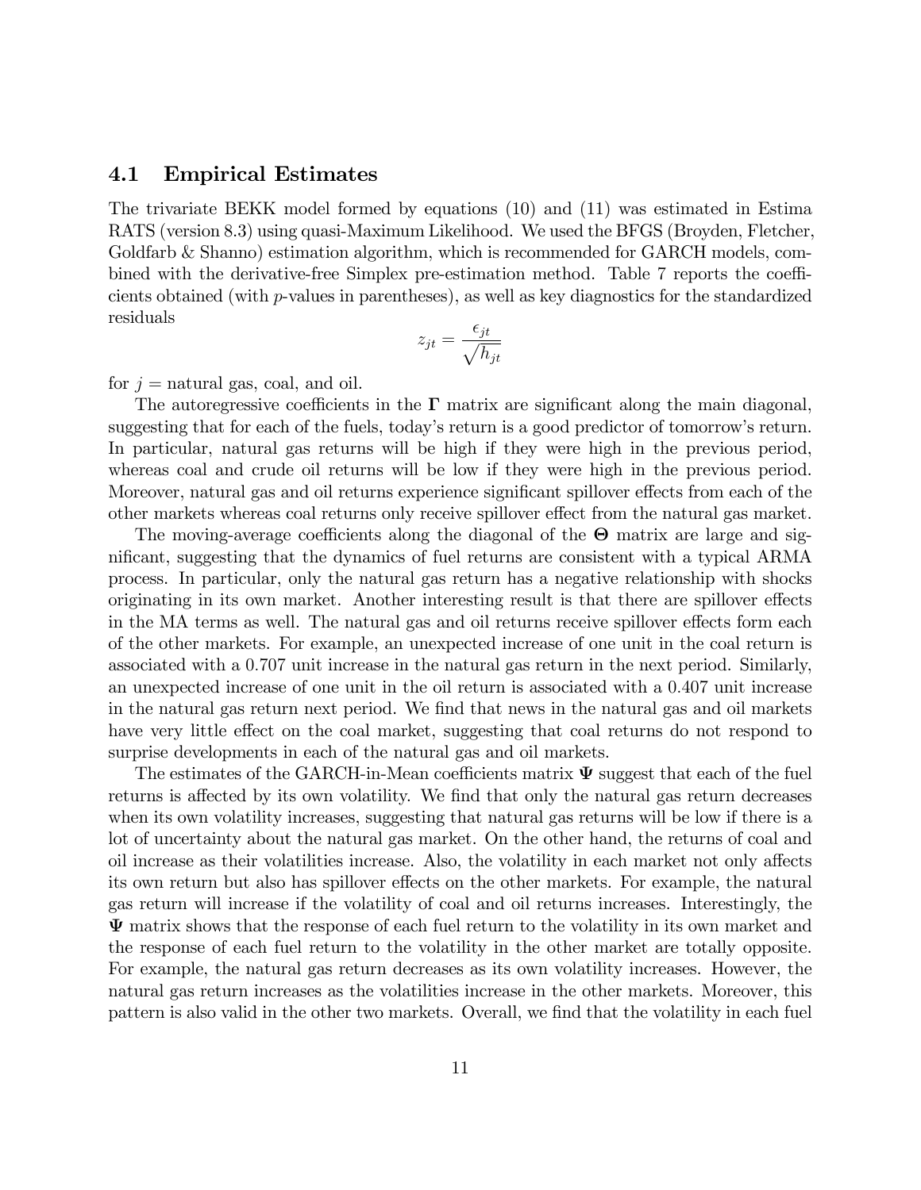### 4.1 Empirical Estimates

The trivariate BEKK model formed by equations (10) and (11) was estimated in Estima RATS (version 8.3) using quasi-Maximum Likelihood. We used the BFGS (Broyden, Fletcher, Goldfarb & Shanno) estimation algorithm, which is recommended for GARCH models, combined with the derivative-free Simplex pre-estimation method. Table 7 reports the coefficients obtained (with $p$-values in parentheses), as well as key diagnostics for the standardized residuals

$$z_{jt} = \frac{\epsilon_{jt}}{\sqrt{h_{jt}}}$$

for $j$ = natural gas, coal, and oil.

The autoregressive coefficients in the $\mathbf{\Gamma}$ matrix are significant along the main diagonal, suggesting that for each of the fuels, today's return is a good predictor of tomorrow's return. In particular, natural gas returns will be high if they were high in the previous period, whereas coal and crude oil returns will be low if they were high in the previous period. Moreover, natural gas and oil returns experience significant spillover effects from each of the other markets whereas coal returns only receive spillover effect from the natural gas market.

The moving-average coefficients along the diagonal of the $\mathbf{\Theta}$ matrix are large and significant, suggesting that the dynamics of fuel returns are consistent with a typical ARMA process. In particular, only the natural gas return has a negative relationship with shocks originating in its own market. Another interesting result is that there are spillover effects in the MA terms as well. The natural gas and oil returns receive spillover effects form each of the other markets. For example, an unexpected increase of one unit in the coal return is associated with a 0.707 unit increase in the natural gas return in the next period. Similarly, an unexpected increase of one unit in the oil return is associated with a 0.407 unit increase in the natural gas return next period. We find that news in the natural gas and oil markets have very little effect on the coal market, suggesting that coal returns do not respond to surprise developments in each of the natural gas and oil markets.

The estimates of the GARCH-in-Mean coefficients matrix $\mathbf{\Psi}$ suggest that each of the fuel returns is affected by its own volatility. We find that only the natural gas return decreases when its own volatility increases, suggesting that natural gas returns will be low if there is a lot of uncertainty about the natural gas market. On the other hand, the returns of coal and oil increase as their volatilities increase. Also, the volatility in each market not only affects its own return but also has spillover effects on the other markets. For example, the natural gas return will increase if the volatility of coal and oil returns increases. Interestingly, the $\mathbf{\Psi}$ matrix shows that the response of each fuel return to the volatility in its own market and the response of each fuel return to the volatility in the other market are totally opposite. For example, the natural gas return decreases as its own volatility increases. However, the natural gas return increases as the volatilities increase in the other markets. Moreover, this pattern is also valid in the other two markets. Overall, we find that the volatility in each fuel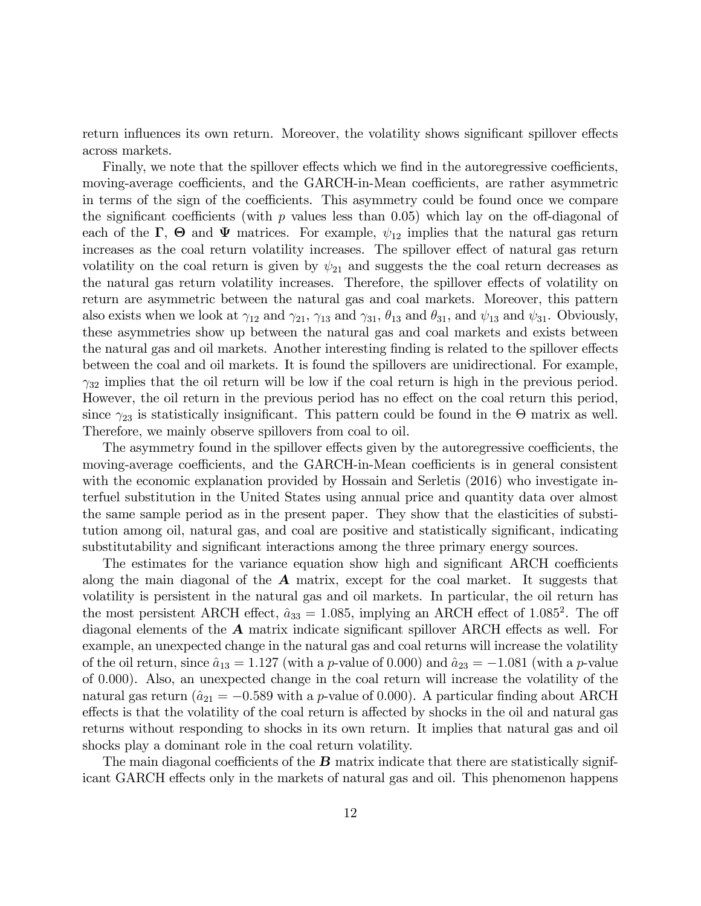return influences its own return. Moreover, the volatility shows significant spillover effects across markets.

Finally, we note that the spillover effects which we find in the autoregressive coefficients, moving-average coefficients, and the GARCH-in-Mean coefficients, are rather asymmetric in terms of the sign of the coefficients. This asymmetry could be found once we compare the significant coefficients (with $p$ values less than 0.05) which lay on the off-diagonal of each of the $\mathbf{\Gamma}$, $\mathbf{\Theta}$ and $\mathbf{\Psi}$ matrices. For example, $\psi_{12}$ implies that the natural gas return increases as the coal return volatility increases. The spillover effect of natural gas return volatility on the coal return is given by $\psi_{21}$ and suggests the the coal return decreases as the natural gas return volatility increases. Therefore, the spillover effects of volatility on return are asymmetric between the natural gas and coal markets. Moreover, this pattern also exists when we look at $\gamma_{12}$ and $\gamma_{21}$, $\gamma_{13}$ and $\gamma_{31}$, $\theta_{13}$ and $\theta_{31}$, and $\psi_{13}$ and $\psi_{31}$. Obviously, these asymmetries show up between the natural gas and coal markets and exists between the natural gas and oil markets. Another interesting finding is related to the spillover effects between the coal and oil markets. It is found the spillovers are unidirectional. For example, $\gamma_{32}$ implies that the oil return will be low if the coal return is high in the previous period. However, the oil return in the previous period has no effect on the coal return this period, since $\gamma_{23}$ is statistically insignificant. This pattern could be found in the $\Theta$ matrix as well. Therefore, we mainly observe spillovers from coal to oil.

The asymmetry found in the spillover effects given by the autoregressive coefficients, the moving-average coefficients, and the GARCH-in-Mean coefficients is in general consistent with the economic explanation provided by Hossain and Serletis (2016) who investigate interfuel substitution in the United States using annual price and quantity data over almost the same sample period as in the present paper. They show that the elasticities of substitution among oil, natural gas, and coal are positive and statistically significant, indicating substitutability and significant interactions among the three primary energy sources.

The estimates for the variance equation show high and significant ARCH coefficients along the main diagonal of the $\boldsymbol{A}$ matrix, except for the coal market. It suggests that volatility is persistent in the natural gas and oil markets. In particular, the oil return has the most persistent ARCH effect, $\hat{a}_{33} = 1.085$, implying an ARCH effect of $1.085^2$. The off diagonal elements of the $\boldsymbol{A}$ matrix indicate significant spillover ARCH effects as well. For example, an unexpected change in the natural gas and coal returns will increase the volatility of the oil return, since $\hat{a}_{13} = 1.127$ (with a $p$-value of 0.000) and $\hat{a}_{23} = -1.081$ (with a $p$-value of 0.000). Also, an unexpected change in the coal return will increase the volatility of the natural gas return ($\hat{a}_{21} = -0.589$ with a $p$-value of 0.000). A particular finding about ARCH effects is that the volatility of the coal return is affected by shocks in the oil and natural gas returns without responding to shocks in its own return. It implies that natural gas and oil shocks play a dominant role in the coal return volatility.

The main diagonal coefficients of the $\boldsymbol{B}$ matrix indicate that there are statistically significant GARCH effects only in the markets of natural gas and oil. This phenomenon happens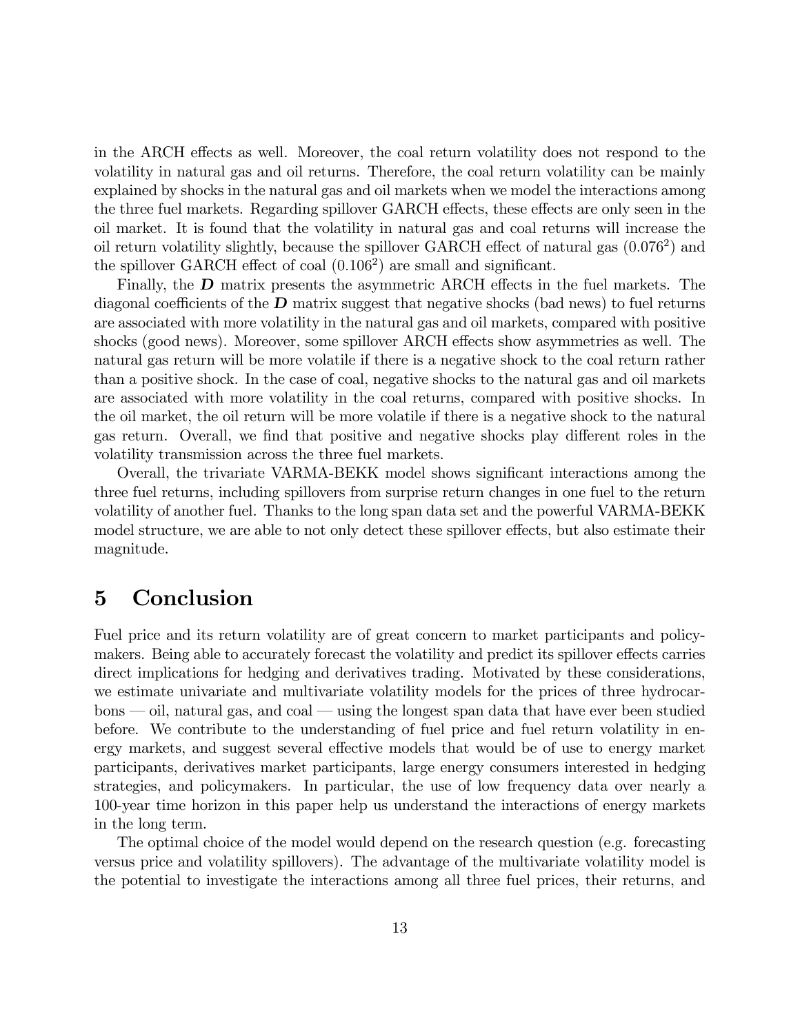in the ARCH effects as well. Moreover, the coal return volatility does not respond to the volatility in natural gas and oil returns. Therefore, the coal return volatility can be mainly explained by shocks in the natural gas and oil markets when we model the interactions among the three fuel markets. Regarding spillover GARCH effects, these effects are only seen in the oil market. It is found that the volatility in natural gas and coal returns will increase the oil return volatility slightly, because the spillover GARCH effect of natural gas ($0.076^2$) and the spillover GARCH effect of coal ($0.106^2$) are small and significant.

Finally, the $\boldsymbol{D}$ matrix presents the asymmetric ARCH effects in the fuel markets. The diagonal coefficients of the $\boldsymbol{D}$ matrix suggest that negative shocks (bad news) to fuel returns are associated with more volatility in the natural gas and oil markets, compared with positive shocks (good news). Moreover, some spillover ARCH effects show asymmetries as well. The natural gas return will be more volatile if there is a negative shock to the coal return rather than a positive shock. In the case of coal, negative shocks to the natural gas and oil markets are associated with more volatility in the coal returns, compared with positive shocks. In the oil market, the oil return will be more volatile if there is a negative shock to the natural gas return. Overall, we find that positive and negative shocks play different roles in the volatility transmission across the three fuel markets.

Overall, the trivariate VARMA-BEKK model shows significant interactions among the three fuel returns, including spillovers from surprise return changes in one fuel to the return volatility of another fuel. Thanks to the long span data set and the powerful VARMA-BEKK model structure, we are able to not only detect these spillover effects, but also estimate their magnitude.

# 5 Conclusion

Fuel price and its return volatility are of great concern to market participants and policymakers. Being able to accurately forecast the volatility and predict its spillover effects carries direct implications for hedging and derivatives trading. Motivated by these considerations, we estimate univariate and multivariate volatility models for the prices of three hydrocarbons — oil, natural gas, and coal — using the longest span data that have ever been studied before. We contribute to the understanding of fuel price and fuel return volatility in energy markets, and suggest several effective models that would be of use to energy market participants, derivatives market participants, large energy consumers interested in hedging strategies, and policymakers. In particular, the use of low frequency data over nearly a 100-year time horizon in this paper help us understand the interactions of energy markets in the long term.

The optimal choice of the model would depend on the research question (e.g. forecasting versus price and volatility spillovers). The advantage of the multivariate volatility model is the potential to investigate the interactions among all three fuel prices, their returns, and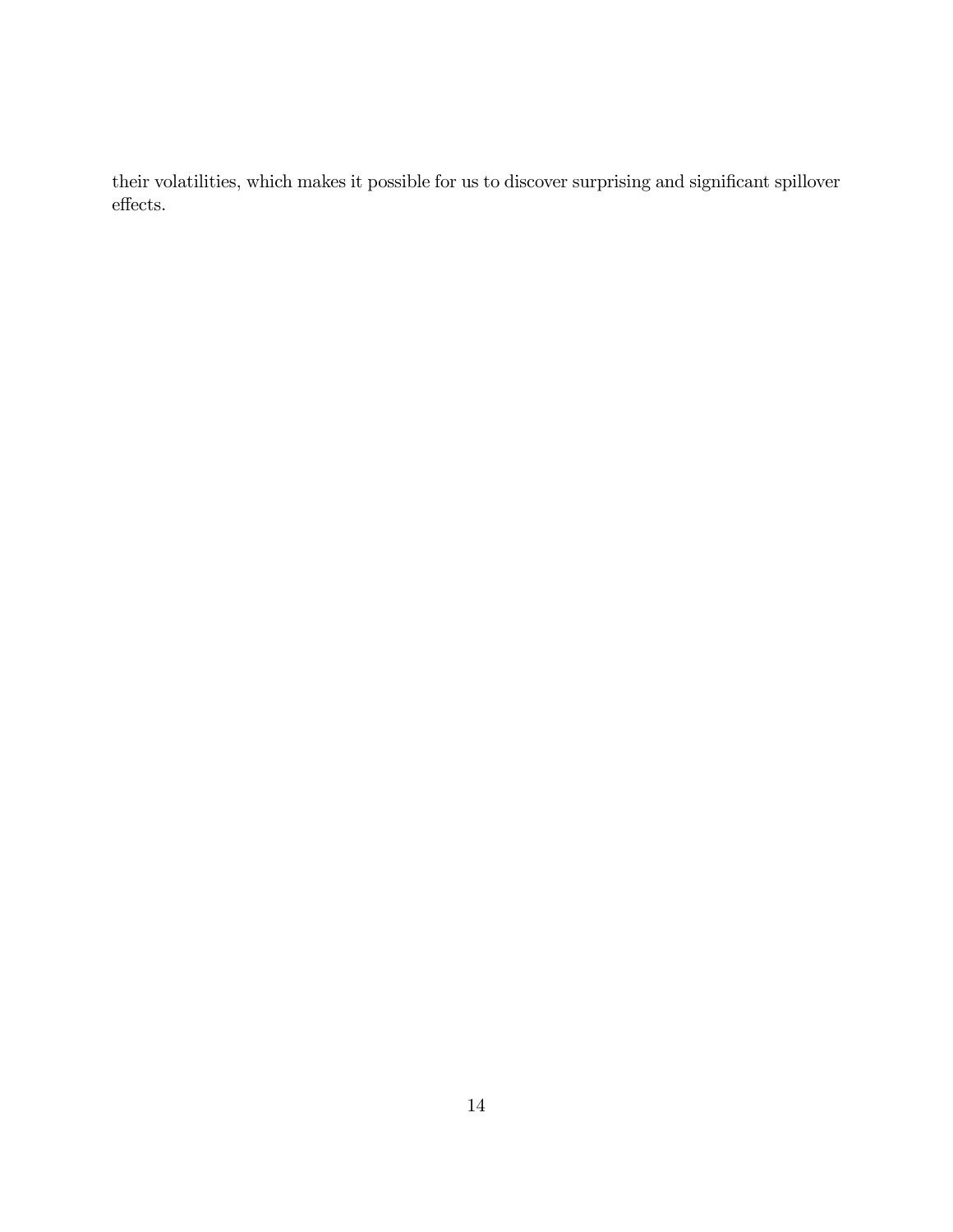their volatilities, which makes it possible for us to discover surprising and significant spillover effects.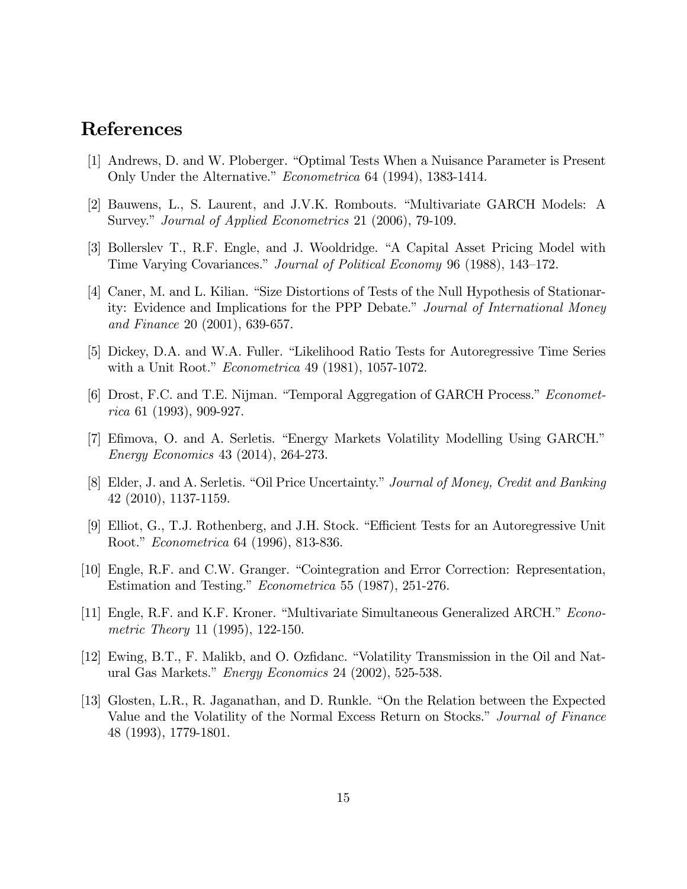# References

[1] Andrews, D. and W. Ploberger. "Optimal Tests When a Nuisance Parameter is Present Only Under the Alternative." *Econometrica* 64 (1994), 1383-1414.

[2] Bauwens, L., S. Laurent, and J.V.K. Rombouts. "Multivariate GARCH Models: A Survey." *Journal of Applied Econometrics* 21 (2006), 79-109.

[3] Bollerslev T., R.F. Engle, and J. Wooldridge. "A Capital Asset Pricing Model with Time Varying Covariances." *Journal of Political Economy* 96 (1988), 143–172.

[4] Caner, M. and L. Kilian. "Size Distortions of Tests of the Null Hypothesis of Stationarity: Evidence and Implications for the PPP Debate." *Journal of International Money and Finance* 20 (2001), 639-657.

[5] Dickey, D.A. and W.A. Fuller. "Likelihood Ratio Tests for Autoregressive Time Series with a Unit Root." *Econometrica* 49 (1981), 1057-1072.

[6] Drost, F.C. and T.E. Nijman. "Temporal Aggregation of GARCH Process." *Econometrica* 61 (1993), 909-927.

[7] Efimova, O. and A. Serletis. "Energy Markets Volatility Modelling Using GARCH." *Energy Economics* 43 (2014), 264-273.

[8] Elder, J. and A. Serletis. "Oil Price Uncertainty." *Journal of Money, Credit and Banking* 42 (2010), 1137-1159.

[9] Elliot, G., T.J. Rothenberg, and J.H. Stock. "Efficient Tests for an Autoregressive Unit Root." *Econometrica* 64 (1996), 813-836.

[10] Engle, R.F. and C.W. Granger. "Cointegration and Error Correction: Representation, Estimation and Testing." *Econometrica* 55 (1987), 251-276.

[11] Engle, R.F. and K.F. Kroner. "Multivariate Simultaneous Generalized ARCH." *Econometric Theory* 11 (1995), 122-150.

[12] Ewing, B.T., F. Malikb, and O. Ozfidanc. "Volatility Transmission in the Oil and Natural Gas Markets." *Energy Economics* 24 (2002), 525-538.

[13] Glosten, L.R., R. Jaganathan, and D. Runkle. "On the Relation between the Expected Value and the Volatility of the Normal Excess Return on Stocks." *Journal of Finance* 48 (1993), 1779-1801.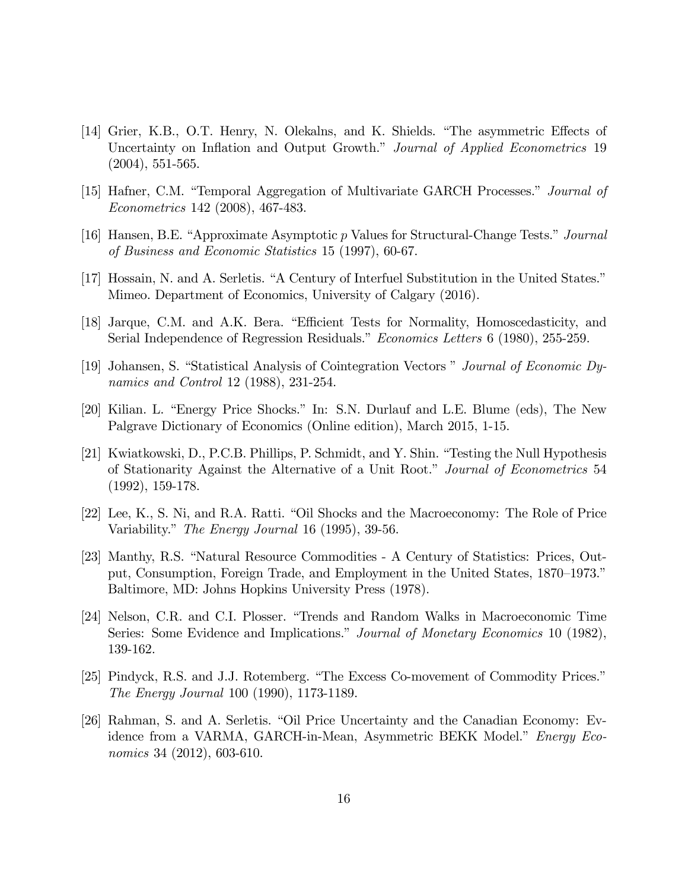[14] Grier, K.B., O.T. Henry, N. Olekalns, and K. Shields. "The asymmetric Effects of Uncertainty on Inflation and Output Growth." *Journal of Applied Econometrics* 19 (2004), 551-565.

[15] Hafner, C.M. "Temporal Aggregation of Multivariate GARCH Processes." *Journal of Econometrics* 142 (2008), 467-483.

[16] Hansen, B.E. "Approximate Asymptotic $p$ Values for Structural-Change Tests." *Journal of Business and Economic Statistics* 15 (1997), 60-67.

[17] Hossain, N. and A. Serletis. "A Century of Interfuel Substitution in the United States." Mimeo. Department of Economics, University of Calgary (2016).

[18] Jarque, C.M. and A.K. Bera. "Efficient Tests for Normality, Homoscedasticity, and Serial Independence of Regression Residuals." *Economics Letters* 6 (1980), 255-259.

[19] Johansen, S. "Statistical Analysis of Cointegration Vectors " *Journal of Economic Dynamics and Control* 12 (1988), 231-254.

[20] Kilian. L. "Energy Price Shocks." In: S.N. Durlauf and L.E. Blume (eds), The New Palgrave Dictionary of Economics (Online edition), March 2015, 1-15.

[21] Kwiatkowski, D., P.C.B. Phillips, P. Schmidt, and Y. Shin. "Testing the Null Hypothesis of Stationarity Against the Alternative of a Unit Root." *Journal of Econometrics* 54 (1992), 159-178.

[22] Lee, K., S. Ni, and R.A. Ratti. "Oil Shocks and the Macroeconomy: The Role of Price Variability." *The Energy Journal* 16 (1995), 39-56.

[23] Manthy, R.S. "Natural Resource Commodities - A Century of Statistics: Prices, Output, Consumption, Foreign Trade, and Employment in the United States, 1870–1973." Baltimore, MD: Johns Hopkins University Press (1978).

[24] Nelson, C.R. and C.I. Plosser. "Trends and Random Walks in Macroeconomic Time Series: Some Evidence and Implications." *Journal of Monetary Economics* 10 (1982), 139-162.

[25] Pindyck, R.S. and J.J. Rotemberg. "The Excess Co-movement of Commodity Prices." *The Energy Journal* 100 (1990), 1173-1189.

[26] Rahman, S. and A. Serletis. "Oil Price Uncertainty and the Canadian Economy: Evidence from a VARMA, GARCH-in-Mean, Asymmetric BEKK Model." *Energy Economics* 34 (2012), 603-610.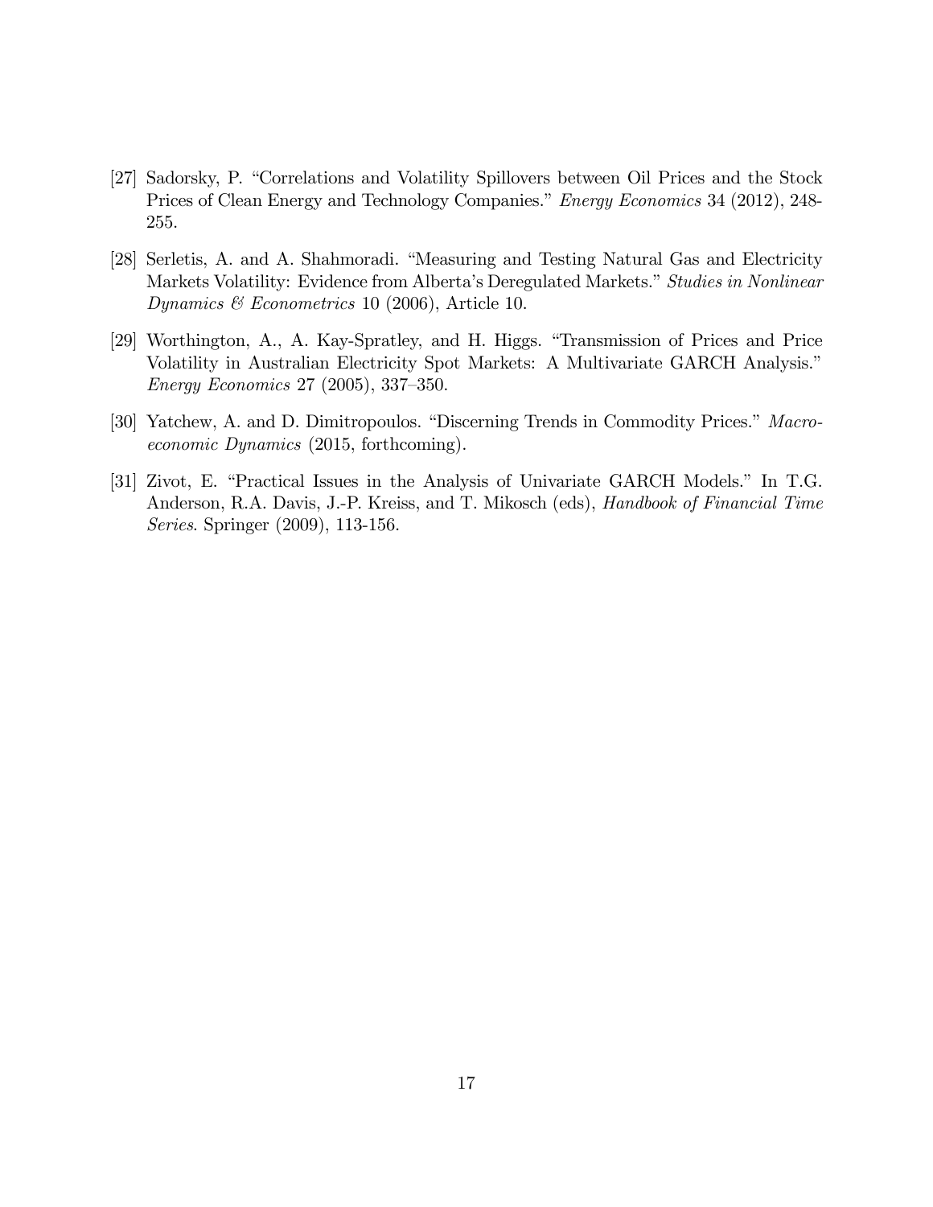[27] Sadorsky, P. "Correlations and Volatility Spillovers between Oil Prices and the Stock Prices of Clean Energy and Technology Companies." *Energy Economics* 34 (2012), 248-255.

[28] Serletis, A. and A. Shahmoradi. "Measuring and Testing Natural Gas and Electricity Markets Volatility: Evidence from Alberta's Deregulated Markets." *Studies in Nonlinear Dynamics & Econometrics* 10 (2006), Article 10.

[29] Worthington, A., A. Kay-Spratley, and H. Higgs. "Transmission of Prices and Price Volatility in Australian Electricity Spot Markets: A Multivariate GARCH Analysis." *Energy Economics* 27 (2005), 337–350.

[30] Yatchew, A. and D. Dimitropoulos. "Discerning Trends in Commodity Prices." *Macroeconomic Dynamics* (2015, forthcoming).

[31] Zivot, E. "Practical Issues in the Analysis of Univariate GARCH Models." In T.G. Anderson, R.A. Davis, J.-P. Kreiss, and T. Mikosch (eds), *Handbook of Financial Time Series*. Springer (2009), 113-156.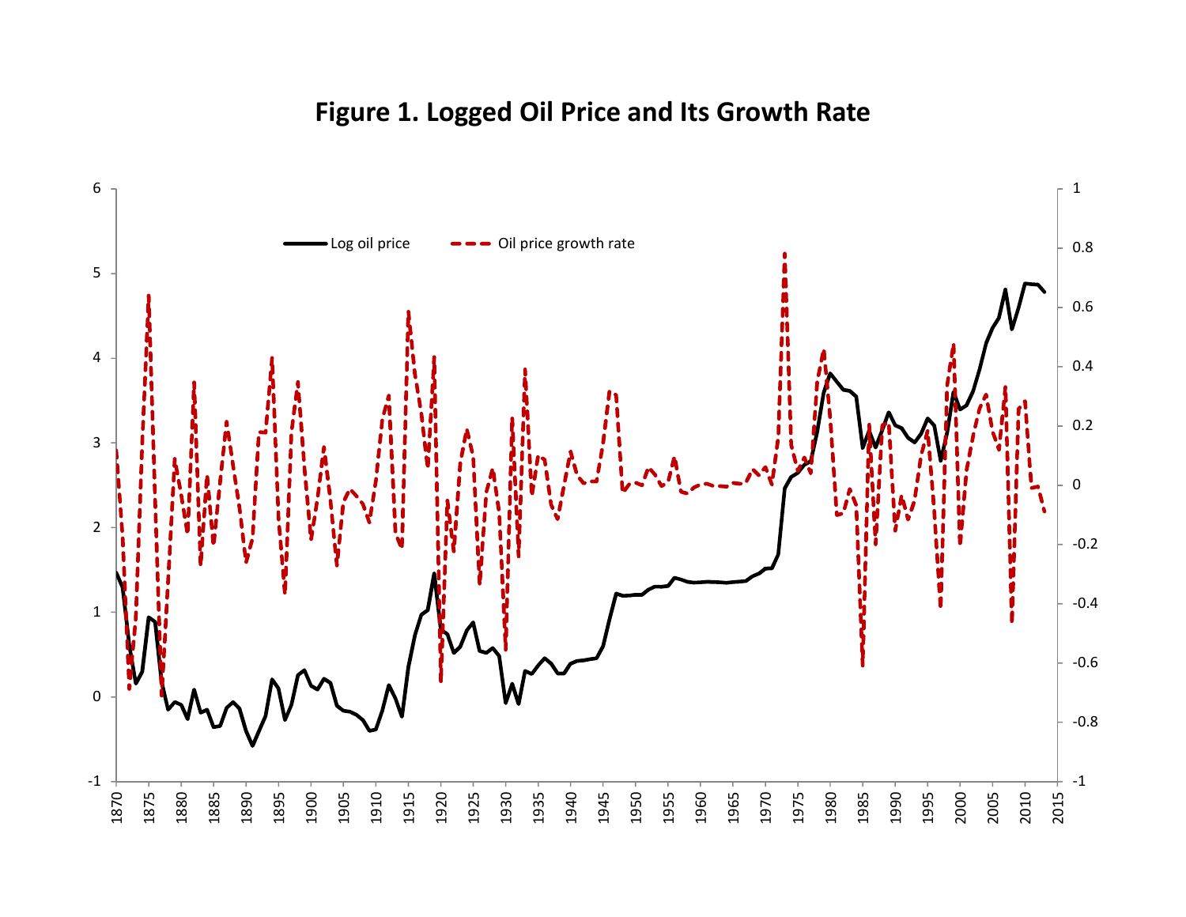**Figure 1. Logged Oil Price and Its Growth Rate**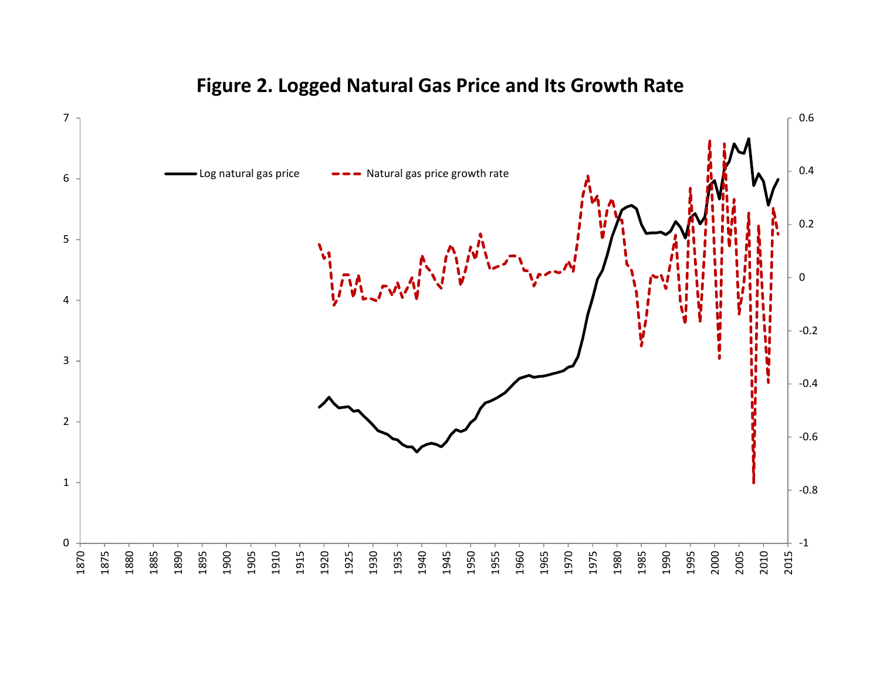# Figure 2. Logged Natural Gas Price and Its Growth Rate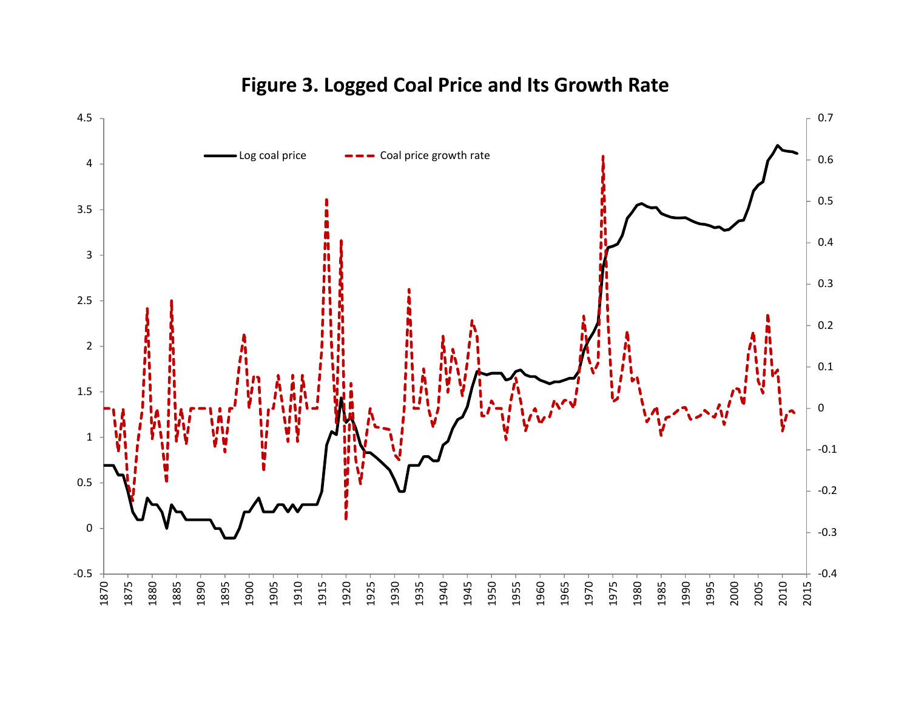**Figure 3. Logged Coal Price and Its Growth Rate**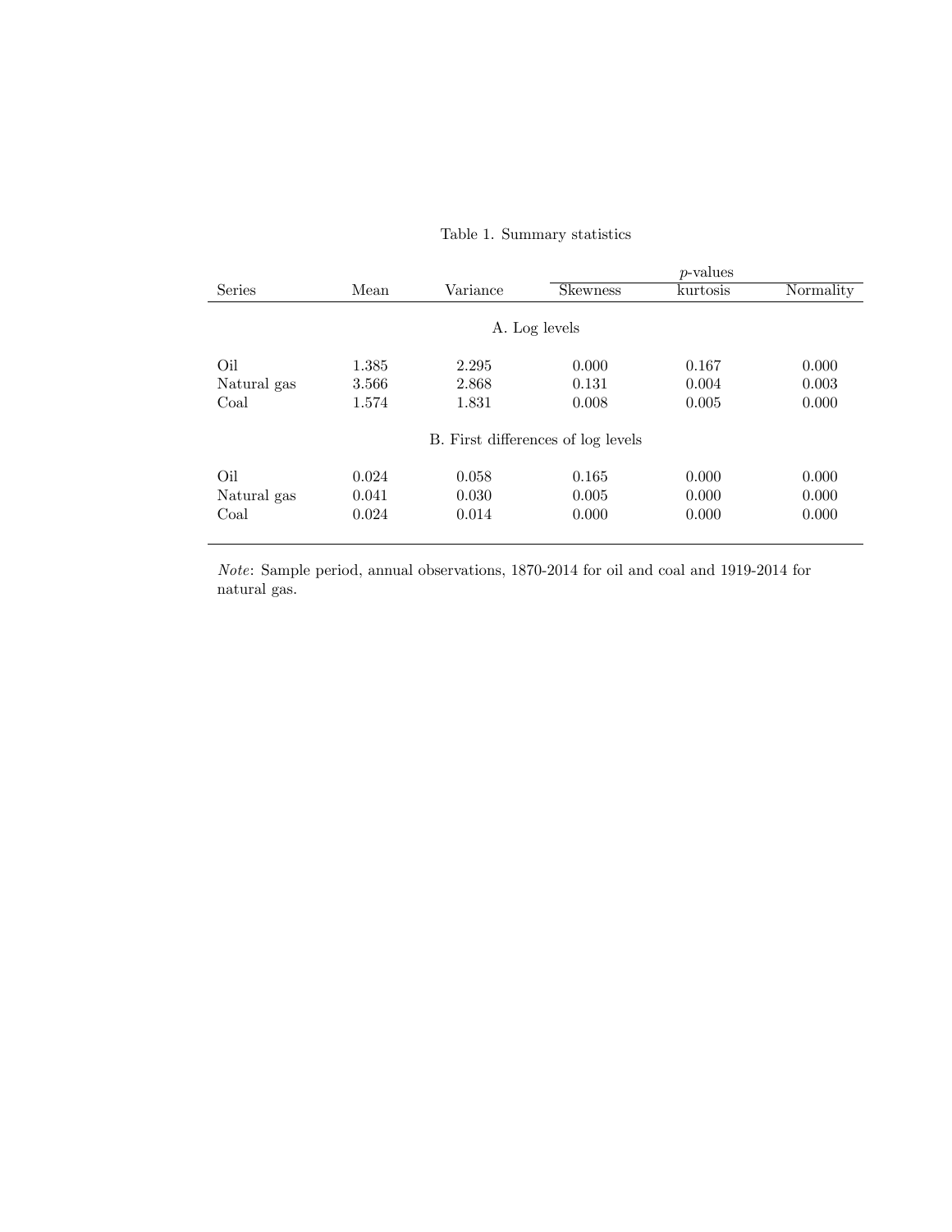Table 1. Summary statistics

| Series | Mean | Variance | *p*-values | | |
|---|---|---|---|---|---|
| | | | Skewness | kurtosis | Normality |
| **A. Log levels** | | | | | |
| Oil | 1.385 | 2.295 | 0.000 | 0.167 | 0.000 |
| Natural gas | 3.566 | 2.868 | 0.131 | 0.004 | 0.003 |
| Coal | 1.574 | 1.831 | 0.008 | 0.005 | 0.000 |
| **B. First differences of log levels** | | | | | |
| Oil | 0.024 | 0.058 | 0.165 | 0.000 | 0.000 |
| Natural gas | 0.041 | 0.030 | 0.005 | 0.000 | 0.000 |
| Coal | 0.024 | 0.014 | 0.000 | 0.000 | 0.000 |

*Note*: Sample period, annual observations, 1870-2014 for oil and coal and 1919-2014 for natural gas.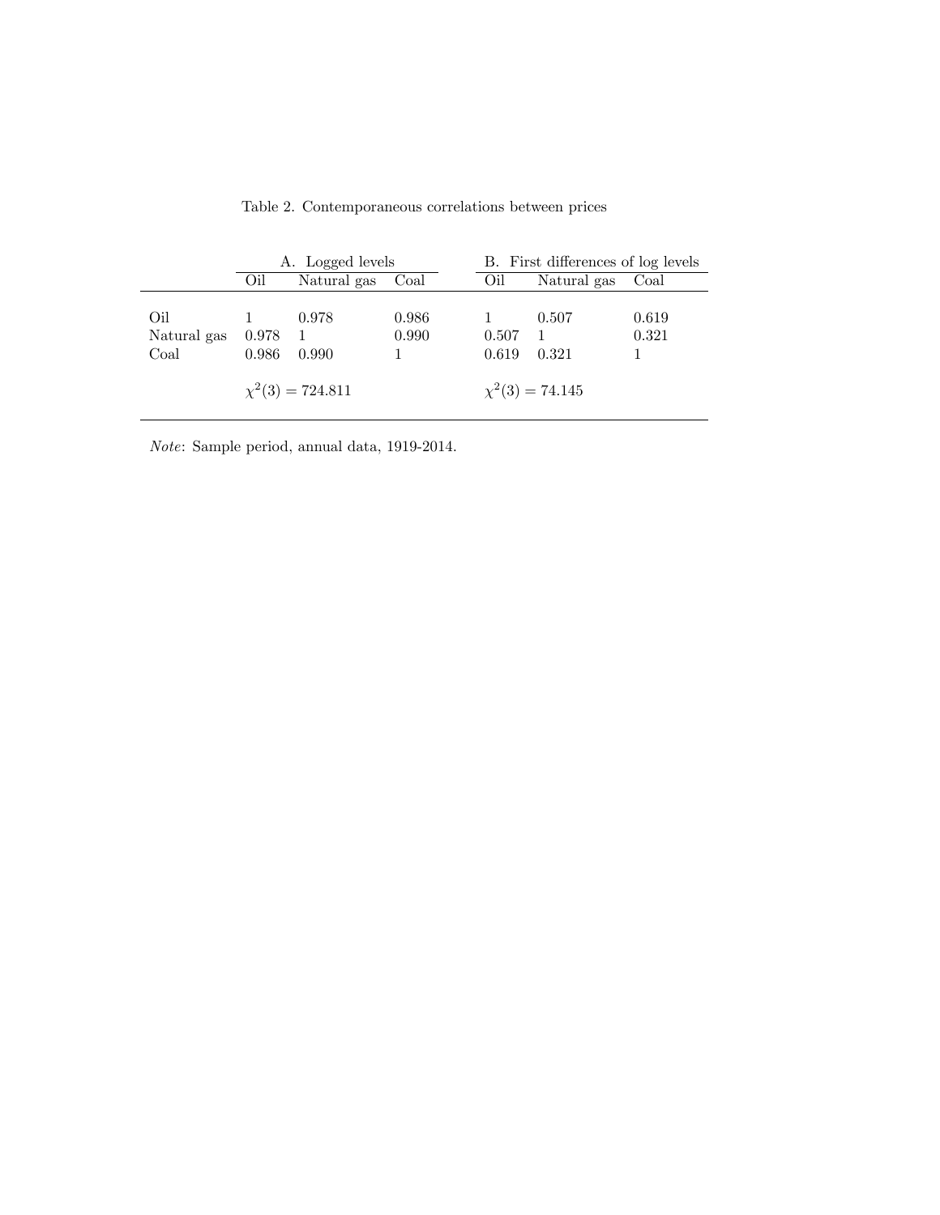Table 2. Contemporaneous correlations between prices

| | A. Logged levels | | | B. First differences of log levels | | |
|---|---|---|---|---|---|---|
| | Oil | Natural gas | Coal | Oil | Natural gas | Coal |
| Oil | 1 | 0.978 | 0.986 | 1 | 0.507 | 0.619 |
| Natural gas | 0.978 | 1 | 0.990 | 0.507 | 1 | 0.321 |
| Coal | 0.986 | 0.990 | 1 | 0.619 | 0.321 | 1 |
| | $\chi^2(3) = 724.811$ | | | $\chi^2(3) = 74.145$ | | |

*Note*: Sample period, annual data, 1919-2014.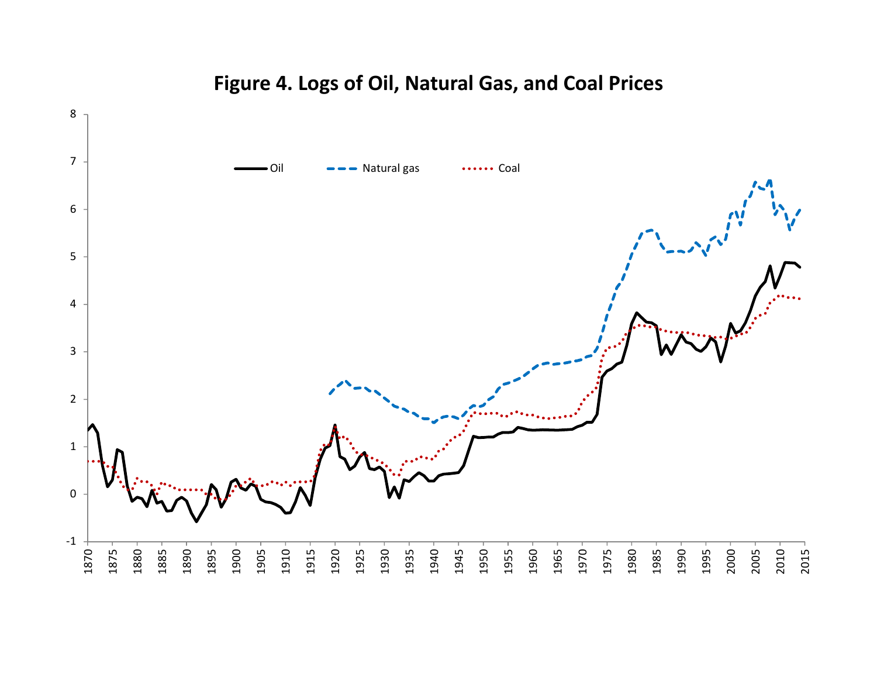**Figure 4. Logs of Oil, Natural Gas, and Coal Prices**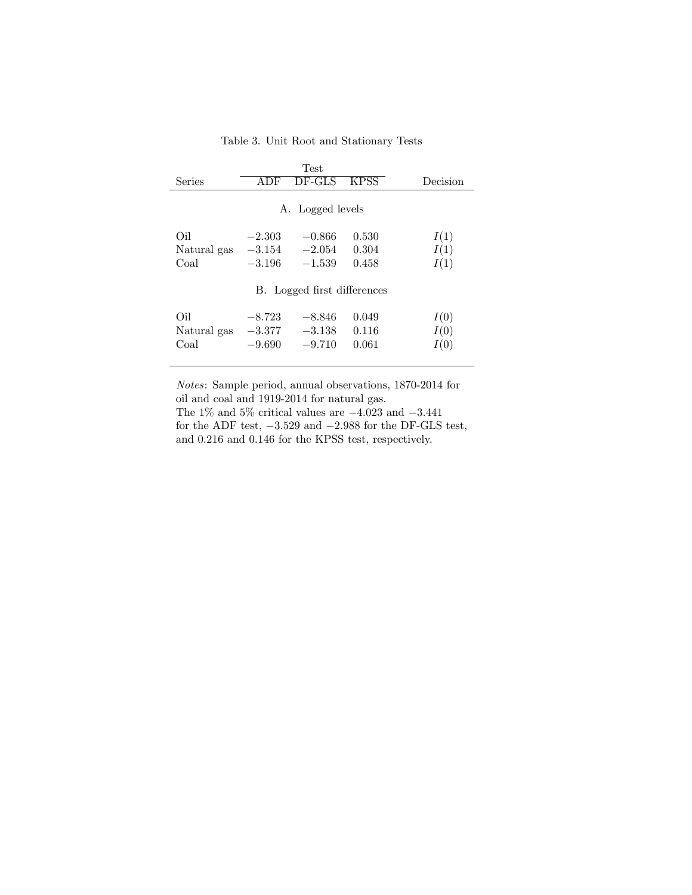Table 3. Unit Root and Stationary Tests

| Series | Test | | | Decision |
|---|---|---|---|---|
| | ADF | DF-GLS | KPSS | |
| **A. Logged levels** | | | | |
| Oil | $-2.303$ | $-0.866$ | 0.530 | $I(1)$ |
| Natural gas | $-3.154$ | $-2.054$ | 0.304 | $I(1)$ |
| Coal | $-3.196$ | $-1.539$ | 0.458 | $I(1)$ |
| **B. Logged first differences** | | | | |
| Oil | $-8.723$ | $-8.846$ | 0.049 | $I(0)$ |
| Natural gas | $-3.377$ | $-3.138$ | 0.116 | $I(0)$ |
| Coal | $-9.690$ | $-9.710$ | 0.061 | $I(0)$ |

*Notes*: Sample period, annual observations, 1870-2014 for oil and coal and 1919-2014 for natural gas.
The 1% and 5% critical values are $-4.023$ and $-3.441$ for the ADF test, $-3.529$ and $-2.988$ for the DF-GLS test, and 0.216 and 0.146 for the KPSS test, respectively.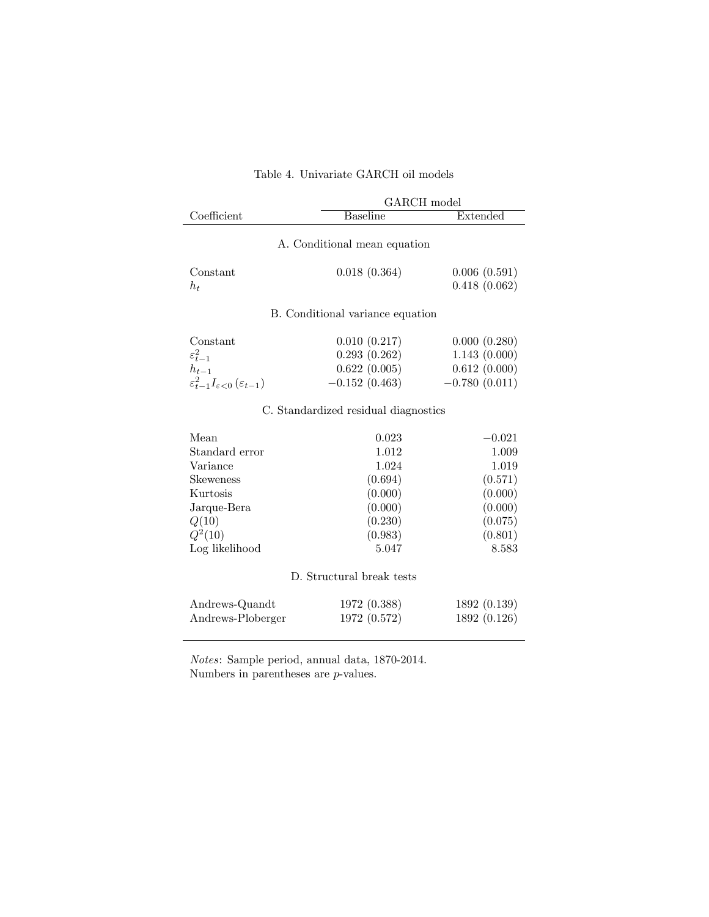Table 4. Univariate GARCH oil models

| Coefficient | GARCH model | |
|---|---|---|
| | Baseline | Extended |
| **A. Conditional mean equation** | | |
| Constant | 0.018 (0.364) | 0.006 (0.591) |
| $h_t$ | | 0.418 (0.062) |
| **B. Conditional variance equation** | | |
| Constant | 0.010 (0.217) | 0.000 (0.280) |
| $\varepsilon_{t-1}^2$ | 0.293 (0.262) | 1.143 (0.000) |
| $h_{t-1}$ | 0.622 (0.005) | 0.612 (0.000) |
| $\varepsilon_{t-1}^2 I_{\varepsilon<0}(\varepsilon_{t-1})$ | −0.152 (0.463) | −0.780 (0.011) |
| **C. Standardized residual diagnostics** | | |
| Mean | 0.023 | −0.021 |
| Standard error | 1.012 | 1.009 |
| Variance | 1.024 | 1.019 |
| Skeweness | (0.694) | (0.571) |
| Kurtosis | (0.000) | (0.000) |
| Jarque-Bera | (0.000) | (0.000) |
| $Q(10)$ | (0.230) | (0.075) |
| $Q^2(10)$ | (0.983) | (0.801) |
| Log likelihood | 5.047 | 8.583 |
| **D. Structural break tests** | | |
| Andrews-Quandt | 1972 (0.388) | 1892 (0.139) |
| Andrews-Ploberger | 1972 (0.572) | 1892 (0.126) |

*Notes*: Sample period, annual data, 1870-2014.
Numbers in parentheses are $p$-values.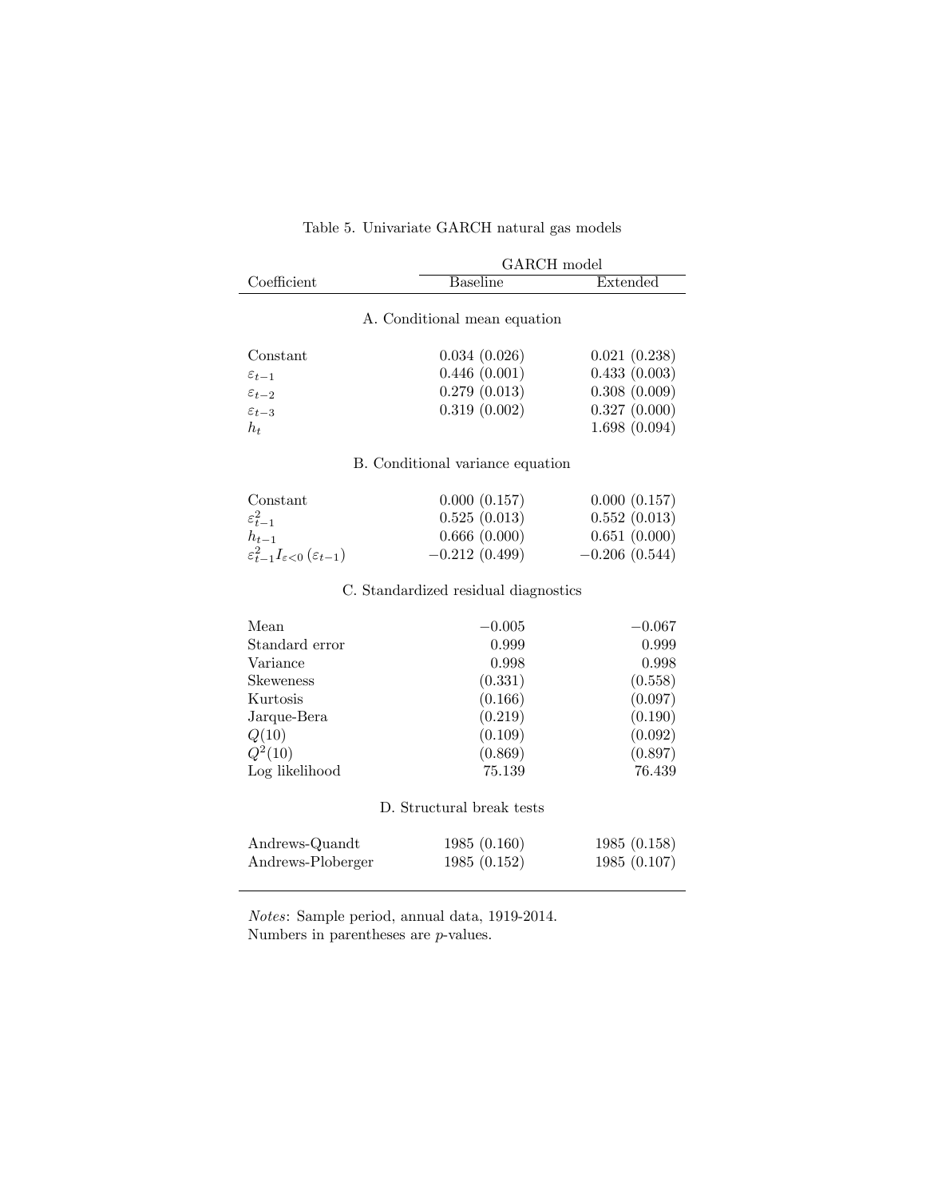Table 5. Univariate GARCH natural gas models

| Coefficient | GARCH model | |
| --- | --- | --- |
| | Baseline | Extended |
| **A. Conditional mean equation** | | |
| Constant | 0.034 (0.026) | 0.021 (0.238) |
| $\varepsilon_{t-1}$ | 0.446 (0.001) | 0.433 (0.003) |
| $\varepsilon_{t-2}$ | 0.279 (0.013) | 0.308 (0.009) |
| $\varepsilon_{t-3}$ | 0.319 (0.002) | 0.327 (0.000) |
| $h_t$ | | 1.698 (0.094) |
| **B. Conditional variance equation** | | |
| Constant | 0.000 (0.157) | 0.000 (0.157) |
| $\varepsilon_{t-1}^2$ | 0.525 (0.013) | 0.552 (0.013) |
| $h_{t-1}$ | 0.666 (0.000) | 0.651 (0.000) |
| $\varepsilon_{t-1}^2 I_{\varepsilon<0}(\varepsilon_{t-1})$ | −0.212 (0.499) | −0.206 (0.544) |
| **C. Standardized residual diagnostics** | | |
| Mean | −0.005 | −0.067 |
| Standard error | 0.999 | 0.999 |
| Variance | 0.998 | 0.998 |
| Skeweness | (0.331) | (0.558) |
| Kurtosis | (0.166) | (0.097) |
| Jarque-Bera | (0.219) | (0.190) |
| $Q(10)$ | (0.109) | (0.092) |
| $Q^2(10)$ | (0.869) | (0.897) |
| Log likelihood | 75.139 | 76.439 |
| **D. Structural break tests** | | |
| Andrews-Quandt | 1985 (0.160) | 1985 (0.158) |
| Andrews-Ploberger | 1985 (0.152) | 1985 (0.107) |

*Notes*: Sample period, annual data, 1919-2014.
Numbers in parentheses are *p*-values.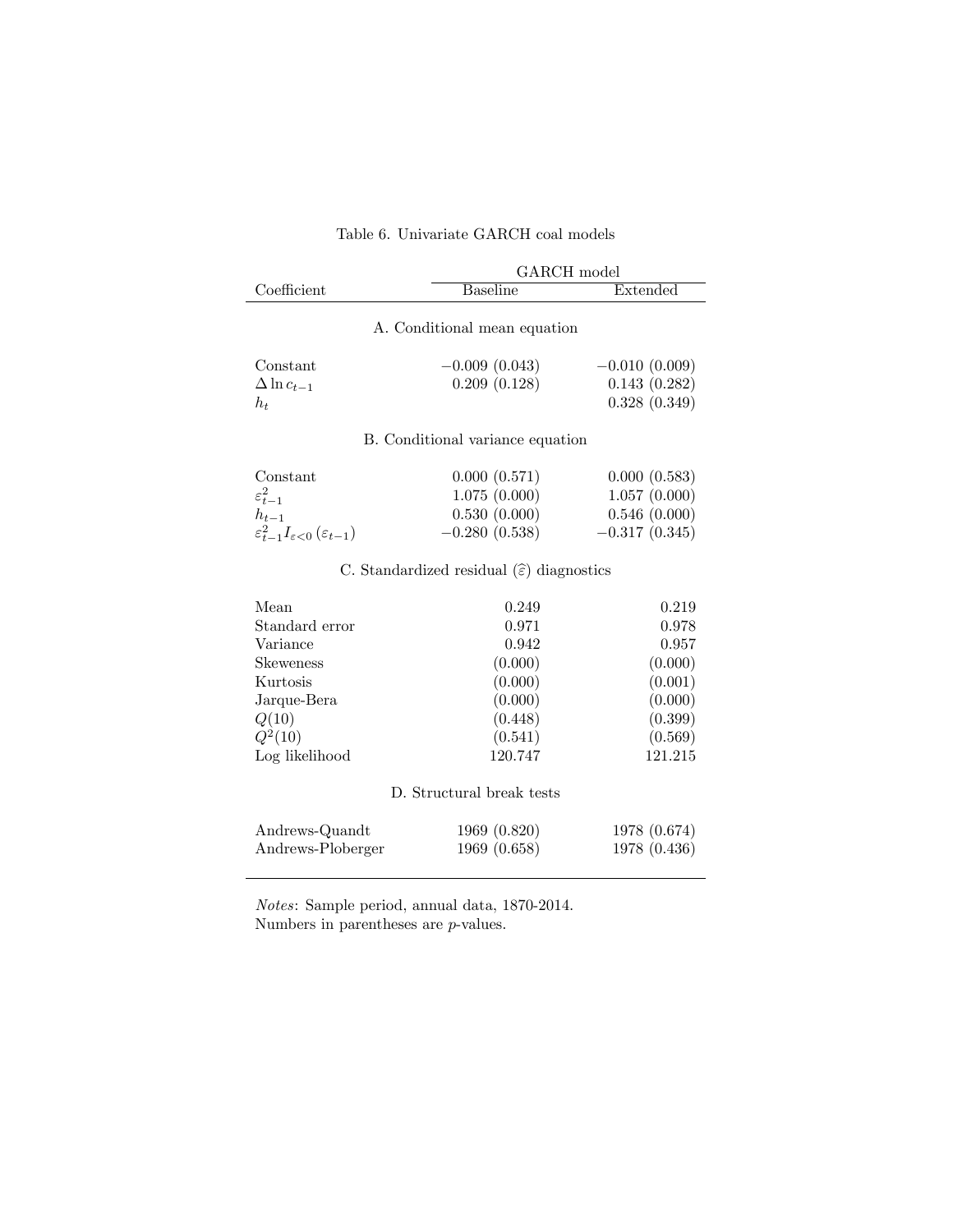Table 6. Univariate GARCH coal models

| Coefficient | GARCH model | |
|---|---|---|
| | Baseline | Extended |
| **A. Conditional mean equation** | | |
| Constant | $-0.009$ (0.043) | $-0.010$ (0.009) |
| $\Delta \ln c_{t-1}$ | 0.209 (0.128) | 0.143 (0.282) |
| $h_t$ | | 0.328 (0.349) |
| **B. Conditional variance equation** | | |
| Constant | 0.000 (0.571) | 0.000 (0.583) |
| $\varepsilon_{t-1}^2$ | 1.075 (0.000) | 1.057 (0.000) |
| $h_{t-1}$ | 0.530 (0.000) | 0.546 (0.000) |
| $\varepsilon_{t-1}^2 I_{\varepsilon<0}(\varepsilon_{t-1})$ | $-0.280$ (0.538) | $-0.317$ (0.345) |
| **C. Standardized residual ($\widehat{\varepsilon}$) diagnostics** | | |
| Mean | 0.249 | 0.219 |
| Standard error | 0.971 | 0.978 |
| Variance | 0.942 | 0.957 |
| Skeweness | (0.000) | (0.000) |
| Kurtosis | (0.000) | (0.001) |
| Jarque-Bera | (0.000) | (0.000) |
| $Q(10)$ | (0.448) | (0.399) |
| $Q^2(10)$ | (0.541) | (0.569) |
| Log likelihood | 120.747 | 121.215 |
| **D. Structural break tests** | | |
| Andrews-Quandt | 1969 (0.820) | 1978 (0.674) |
| Andrews-Ploberger | 1969 (0.658) | 1978 (0.436) |

*Notes*: Sample period, annual data, 1870-2014.
Numbers in parentheses are $p$-values.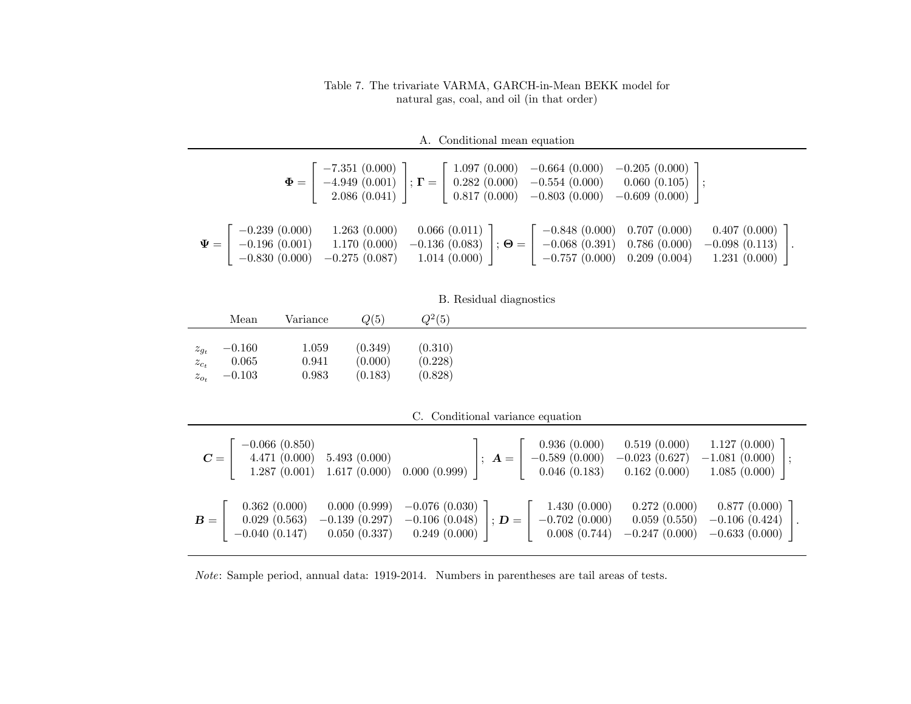Table 7. The trivariate VARMA, GARCH-in-Mean BEKK model for natural gas, coal, and oil (in that order)

### A. Conditional mean equation

$$\boldsymbol{\Phi} = \begin{bmatrix} -7.351\ (0.000) \\ -4.949\ (0.001) \\ 2.086\ (0.041) \end{bmatrix}; \boldsymbol{\Gamma} = \begin{bmatrix} 1.097\ (0.000) & -0.664\ (0.000) & -0.205\ (0.000) \\ 0.282\ (0.000) & -0.554\ (0.000) & 0.060\ (0.105) \\ 0.817\ (0.000) & -0.803\ (0.000) & -0.609\ (0.000) \end{bmatrix};$$

$$\boldsymbol{\Psi} = \begin{bmatrix} -0.239\ (0.000) & 1.263\ (0.000) & 0.066\ (0.011) \\ -0.196\ (0.001) & 1.170\ (0.000) & -0.136\ (0.083) \\ -0.830\ (0.000) & -0.275\ (0.087) & 1.014\ (0.000) \end{bmatrix}; \boldsymbol{\Theta} = \begin{bmatrix} -0.848\ (0.000) & 0.707\ (0.000) & 0.407\ (0.000) \\ -0.068\ (0.391) & 0.786\ (0.000) & -0.098\ (0.113) \\ -0.757\ (0.000) & 0.209\ (0.004) & 1.231\ (0.000) \end{bmatrix}.$$

### B. Residual diagnostics

| | Mean | Variance | $Q(5)$ | $Q^2(5)$ |
|---|---|---|---|---|
| $z_{g_t}$ | −0.160 | 1.059 | (0.349) | (0.310) |
| $z_{c_t}$ | 0.065 | 0.941 | (0.000) | (0.228) |
| $z_{o_t}$ | −0.103 | 0.983 | (0.183) | (0.828) |

### C. Conditional variance equation

$$\boldsymbol{C} = \begin{bmatrix} -0.066\ (0.850) & & \\ 4.471\ (0.000) & 5.493\ (0.000) & \\ 1.287\ (0.001) & 1.617\ (0.000) & 0.000\ (0.999) \end{bmatrix}; \boldsymbol{A} = \begin{bmatrix} 0.936\ (0.000) & 0.519\ (0.000) & 1.127\ (0.000) \\ -0.589\ (0.000) & -0.023\ (0.627) & -1.081\ (0.000) \\ 0.046\ (0.183) & 0.162\ (0.000) & 1.085\ (0.000) \end{bmatrix};$$

$$\boldsymbol{B} = \begin{bmatrix} 0.362\ (0.000) & 0.000\ (0.999) & -0.076\ (0.030) \\ 0.029\ (0.563) & -0.139\ (0.297) & -0.106\ (0.048) \\ -0.040\ (0.147) & 0.050\ (0.337) & 0.249\ (0.000) \end{bmatrix}; \boldsymbol{D} = \begin{bmatrix} 1.430\ (0.000) & 0.272\ (0.000) & 0.877\ (0.000) \\ -0.702\ (0.000) & 0.059\ (0.550) & -0.106\ (0.424) \\ 0.008\ (0.744) & -0.247\ (0.000) & -0.633\ (0.000) \end{bmatrix}.$$

*Note*: Sample period, annual data: 1919-2014. Numbers in parentheses are tail areas of tests.